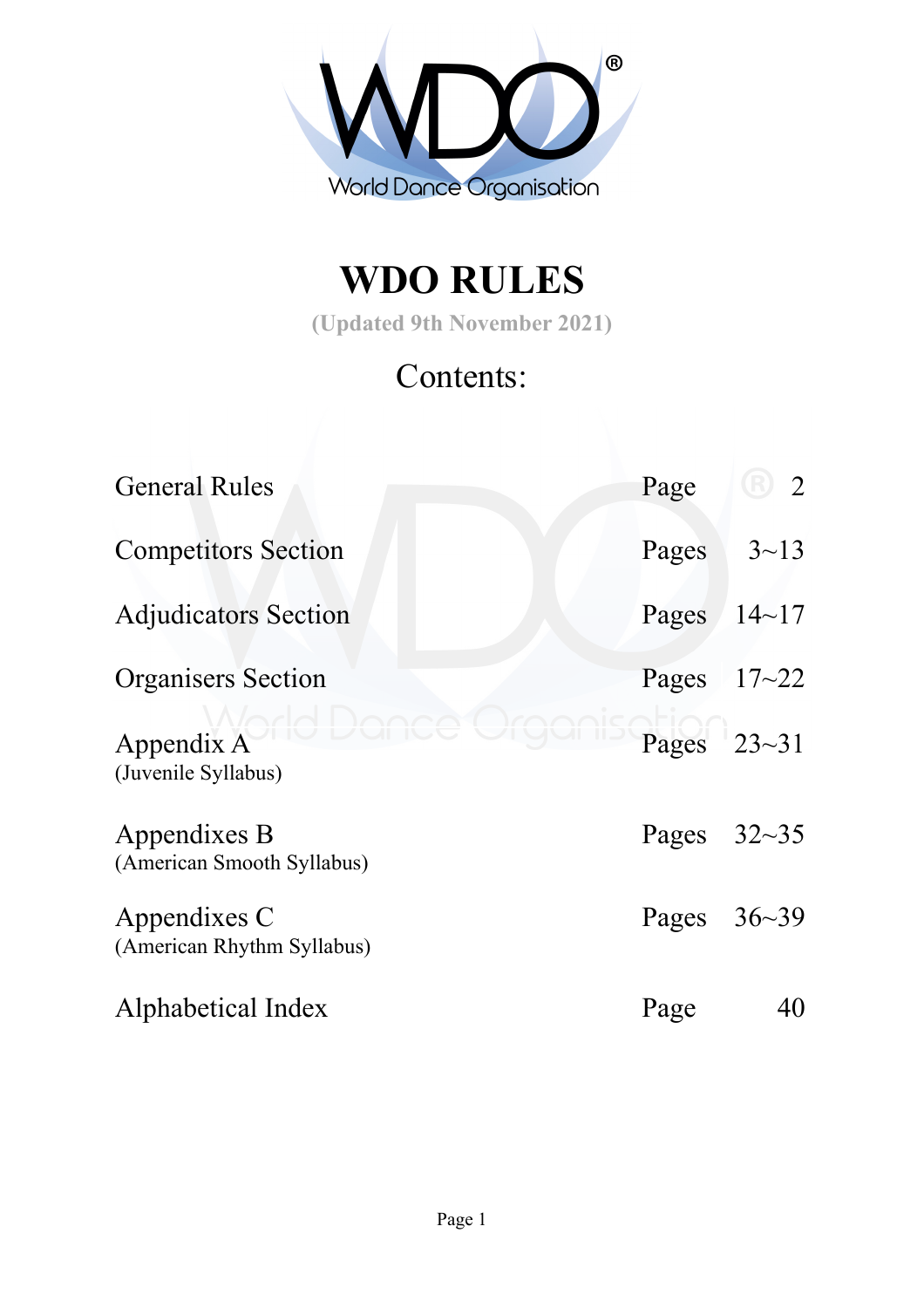# WDO RULES

(Updated 9th November 2021)

## Contents:

| | | |
|---|---|---|
| General Rules | Page | 2 |
| Competitors Section | Pages | 3~13 |
| Adjudicators Section | Pages | 14~17 |
| Organisers Section | Pages | 17~22 |
| Appendix A (Juvenile Syllabus) | Pages | 23~31 |
| Appendixes B (American Smooth Syllabus) | Pages | 32~35 |
| Appendixes C (American Rhythm Syllabus) | Pages | 36~39 |
| Alphabetical Index | Page | 40 |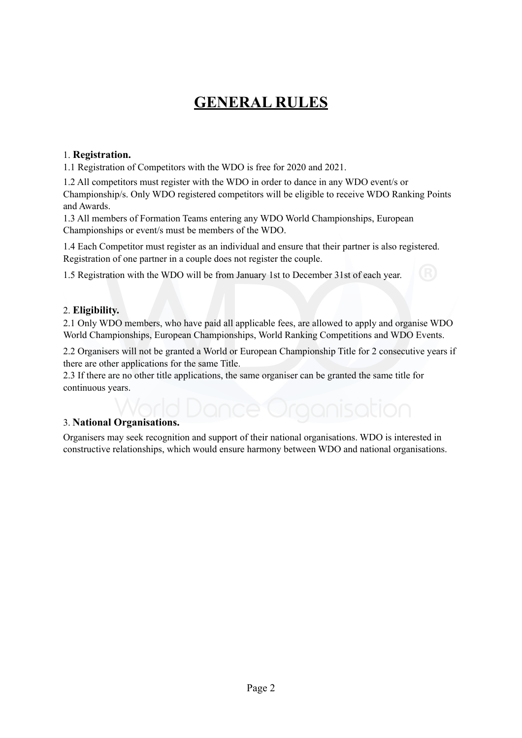# GENERAL RULES

1. **Registration.**

1.1 Registration of Competitors with the WDO is free for 2020 and 2021.

1.2 All competitors must register with the WDO in order to dance in any WDO event/s or Championship/s. Only WDO registered competitors will be eligible to receive WDO Ranking Points and Awards.

1.3 All members of Formation Teams entering any WDO World Championships, European Championships or event/s must be members of the WDO.

1.4 Each Competitor must register as an individual and ensure that their partner is also registered. Registration of one partner in a couple does not register the couple.

1.5 Registration with the WDO will be from January 1st to December 31st of each year.

2. **Eligibility.**

2.1 Only WDO members, who have paid all applicable fees, are allowed to apply and organise WDO World Championships, European Championships, World Ranking Competitions and WDO Events.

2.2 Organisers will not be granted a World or European Championship Title for 2 consecutive years if there are other applications for the same Title.

2.3 If there are no other title applications, the same organiser can be granted the same title for continuous years.

3. **National Organisations.**

Organisers may seek recognition and support of their national organisations. WDO is interested in constructive relationships, which would ensure harmony between WDO and national organisations.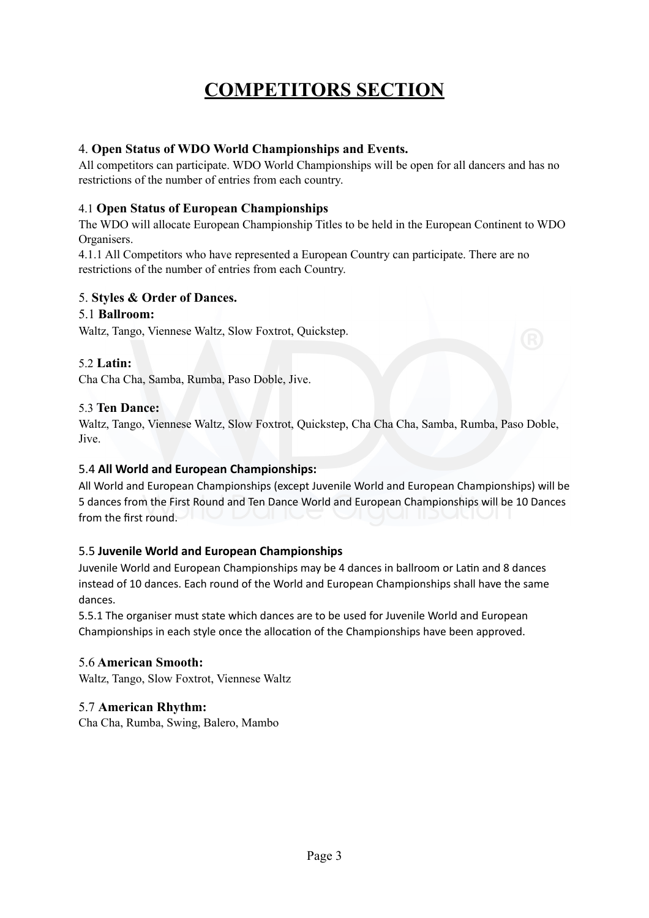# COMPETITORS SECTION

### 4. Open Status of WDO World Championships and Events.

All competitors can participate. WDO World Championships will be open for all dancers and has no restrictions of the number of entries from each country.

### 4.1 Open Status of European Championships

The WDO will allocate European Championship Titles to be held in the European Continent to WDO Organisers.

4.1.1 All Competitors who have represented a European Country can participate. There are no restrictions of the number of entries from each Country.

### 5. Styles & Order of Dances.

### 5.1 Ballroom:

Waltz, Tango, Viennese Waltz, Slow Foxtrot, Quickstep.

### 5.2 Latin:

Cha Cha Cha, Samba, Rumba, Paso Doble, Jive.

### 5.3 Ten Dance:

Waltz, Tango, Viennese Waltz, Slow Foxtrot, Quickstep, Cha Cha Cha, Samba, Rumba, Paso Doble, Jive.

### 5.4 All World and European Championships:

All World and European Championships (except Juvenile World and European Championships) will be 5 dances from the First Round and Ten Dance World and European Championships will be 10 Dances from the first round.

### 5.5 Juvenile World and European Championships

Juvenile World and European Championships may be 4 dances in ballroom or Latin and 8 dances instead of 10 dances. Each round of the World and European Championships shall have the same dances.

5.5.1 The organiser must state which dances are to be used for Juvenile World and European Championships in each style once the allocation of the Championships have been approved.

### 5.6 American Smooth:

Waltz, Tango, Slow Foxtrot, Viennese Waltz

### 5.7 American Rhythm:

Cha Cha, Rumba, Swing, Balero, Mambo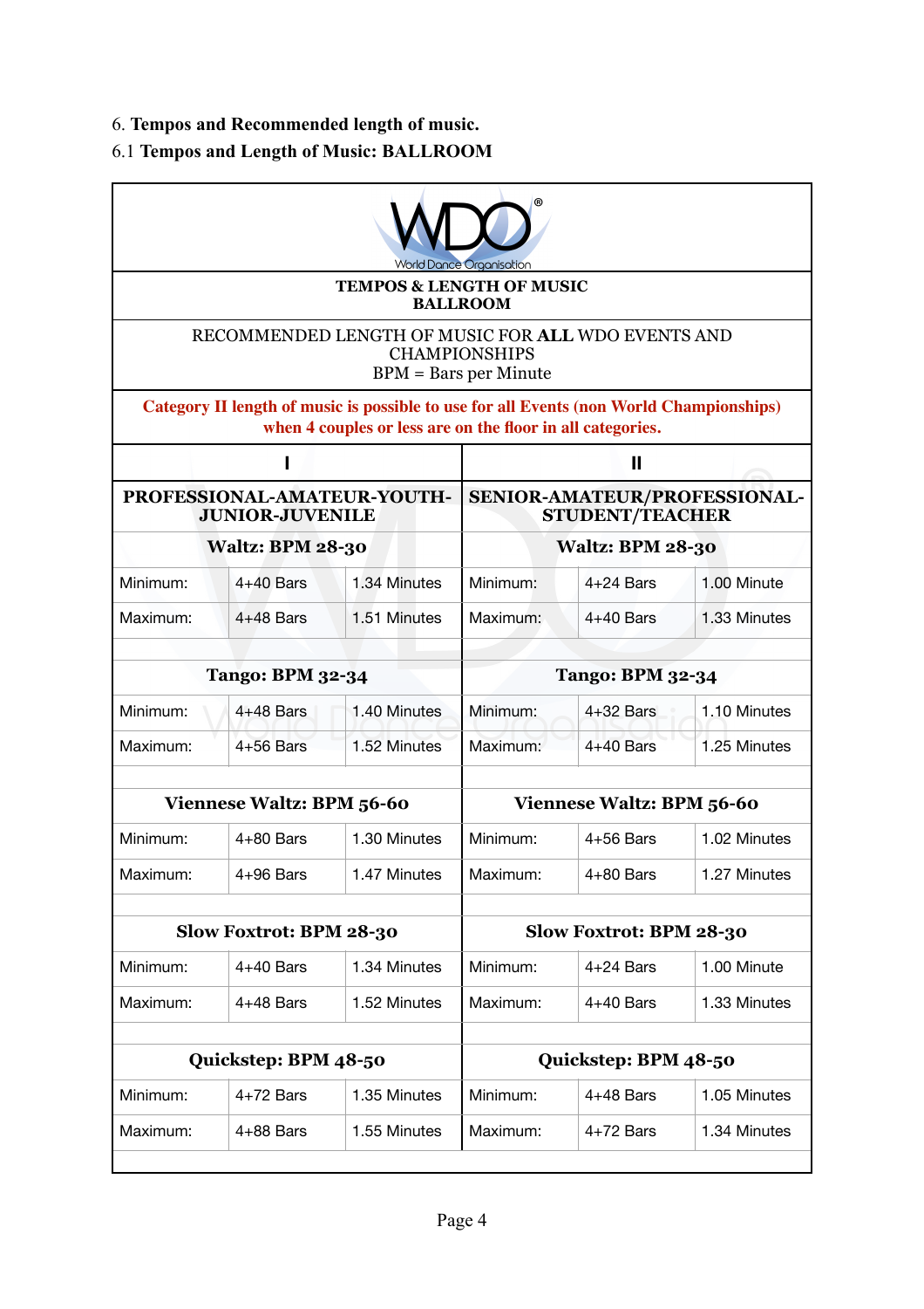6. **Tempos and Recommended length of music.**

6.1 **Tempos and Length of Music: BALLROOM**

**TEMPOS & LENGTH OF MUSIC**
**BALLROOM**

RECOMMENDED LENGTH OF MUSIC FOR **ALL** WDO EVENTS AND CHAMPIONSHIPS
BPM = Bars per Minute

**Category II length of music is possible to use for all Events (non World Championships) when 4 couples or less are on the floor in all categories.**

| I | | | II | | |
|---|---|---|---|---|---|
| **PROFESSIONAL-AMATEUR-YOUTH-JUNIOR-JUVENILE** | | | **SENIOR-AMATEUR/PROFESSIONAL-STUDENT/TEACHER** | | |
| **Waltz: BPM 28-30** | | | **Waltz: BPM 28-30** | | |
| Minimum: | 4+40 Bars | 1.34 Minutes | Minimum: | 4+24 Bars | 1.00 Minute |
| Maximum: | 4+48 Bars | 1.51 Minutes | Maximum: | 4+40 Bars | 1.33 Minutes |
| **Tango: BPM 32-34** | | | **Tango: BPM 32-34** | | |
| Minimum: | 4+48 Bars | 1.40 Minutes | Minimum: | 4+32 Bars | 1.10 Minutes |
| Maximum: | 4+56 Bars | 1.52 Minutes | Maximum: | 4+40 Bars | 1.25 Minutes |
| **Viennese Waltz: BPM 56-60** | | | **Viennese Waltz: BPM 56-60** | | |
| Minimum: | 4+80 Bars | 1.30 Minutes | Minimum: | 4+56 Bars | 1.02 Minutes |
| Maximum: | 4+96 Bars | 1.47 Minutes | Maximum: | 4+80 Bars | 1.27 Minutes |
| **Slow Foxtrot: BPM 28-30** | | | **Slow Foxtrot: BPM 28-30** | | |
| Minimum: | 4+40 Bars | 1.34 Minutes | Minimum: | 4+24 Bars | 1.00 Minute |
| Maximum: | 4+48 Bars | 1.52 Minutes | Maximum: | 4+40 Bars | 1.33 Minutes |
| **Quickstep: BPM 48-50** | | | **Quickstep: BPM 48-50** | | |
| Minimum: | 4+72 Bars | 1.35 Minutes | Minimum: | 4+48 Bars | 1.05 Minutes |
| Maximum: | 4+88 Bars | 1.55 Minutes | Maximum: | 4+72 Bars | 1.34 Minutes |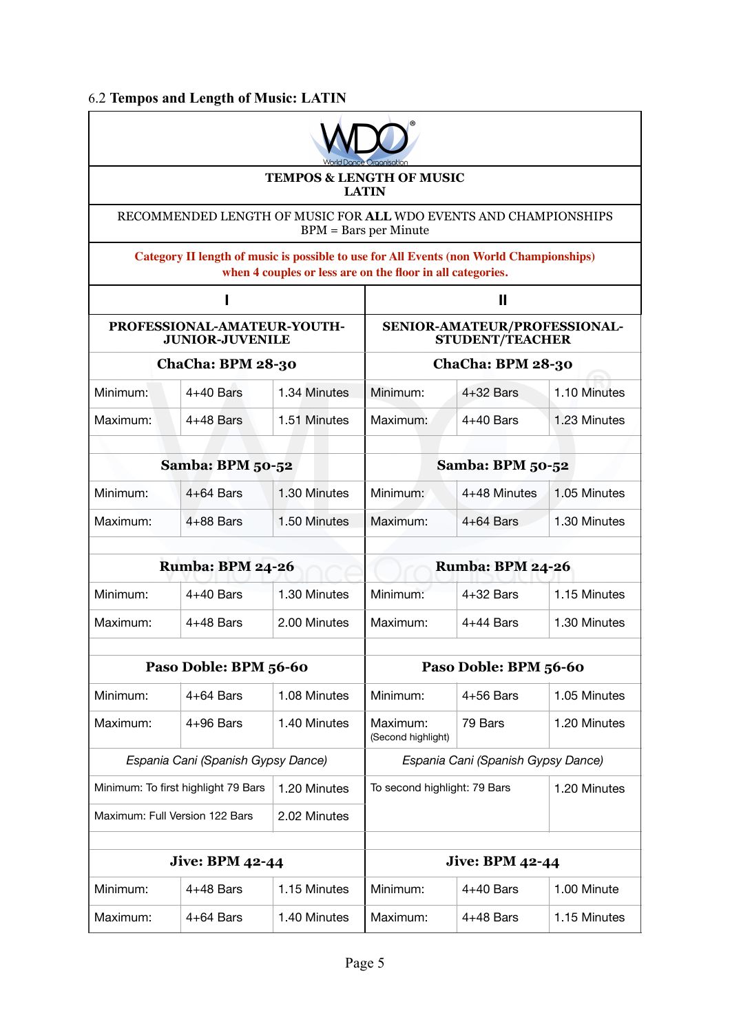## 6.2 **Tempos and Length of Music: LATIN**

**TEMPOS & LENGTH OF MUSIC**
**LATIN**

RECOMMENDED LENGTH OF MUSIC FOR **ALL** WDO EVENTS AND CHAMPIONSHIPS
BPM = Bars per Minute

**Category II length of music is possible to use for All Events (non World Championships) when 4 couples or less are on the floor in all categories.**

| I | | | II | | |
|---|---|---|---|---|---|
| **PROFESSIONAL-AMATEUR-YOUTH-JUNIOR-JUVENILE** | | | **SENIOR-AMATEUR/PROFESSIONAL-STUDENT/TEACHER** | | |
| **ChaCha: BPM 28-30** | | | **ChaCha: BPM 28-30** | | |
| Minimum: | 4+40 Bars | 1.34 Minutes | Minimum: | 4+32 Bars | 1.10 Minutes |
| Maximum: | 4+48 Bars | 1.51 Minutes | Maximum: | 4+40 Bars | 1.23 Minutes |
| **Samba: BPM 50-52** | | | **Samba: BPM 50-52** | | |
| Minimum: | 4+64 Bars | 1.30 Minutes | Minimum: | 4+48 Minutes | 1.05 Minutes |
| Maximum: | 4+88 Bars | 1.50 Minutes | Maximum: | 4+64 Bars | 1.30 Minutes |
| **Rumba: BPM 24-26** | | | **Rumba: BPM 24-26** | | |
| Minimum: | 4+40 Bars | 1.30 Minutes | Minimum: | 4+32 Bars | 1.15 Minutes |
| Maximum: | 4+48 Bars | 2.00 Minutes | Maximum: | 4+44 Bars | 1.30 Minutes |
| **Paso Doble: BPM 56-60** | | | **Paso Doble: BPM 56-60** | | |
| Minimum: | 4+64 Bars | 1.08 Minutes | Minimum: | 4+56 Bars | 1.05 Minutes |
| Maximum: | 4+96 Bars | 1.40 Minutes | Maximum: (Second highlight) | 79 Bars | 1.20 Minutes |
| *Espania Cani (Spanish Gypsy Dance)* | | | *Espania Cani (Spanish Gypsy Dance)* | | |
| Minimum: To first highlight 79 Bars | | 1.20 Minutes | To second highlight: 79 Bars | | 1.20 Minutes |
| Maximum: Full Version 122 Bars | | 2.02 Minutes | | | |
| **Jive: BPM 42-44** | | | **Jive: BPM 42-44** | | |
| Minimum: | 4+48 Bars | 1.15 Minutes | Minimum: | 4+40 Bars | 1.00 Minute |
| Maximum: | 4+64 Bars | 1.40 Minutes | Maximum: | 4+48 Bars | 1.15 Minutes |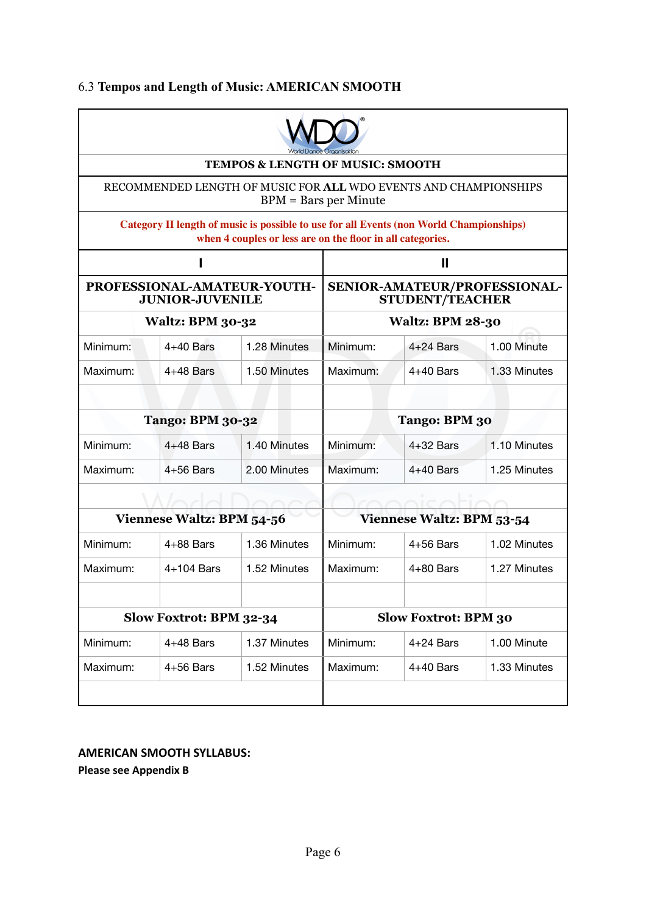6.3 **Tempos and Length of Music: AMERICAN SMOOTH**

| TEMPOS & LENGTH OF MUSIC: SMOOTH | | | | | |
|---|---|---|---|---|---|
| RECOMMENDED LENGTH OF MUSIC FOR **ALL** WDO EVENTS AND CHAMPIONSHIPS BPM = Bars per Minute | | | | | |
| **Category II length of music is possible to use for all Events (non World Championships) when 4 couples or less are on the floor in all categories.** | | | | | |
| **I** | | | **II** | | |
| **PROFESSIONAL-AMATEUR-YOUTH-JUNIOR-JUVENILE** | | | **SENIOR-AMATEUR/PROFESSIONAL-STUDENT/TEACHER** | | |
| **Waltz: BPM 30-32** | | | **Waltz: BPM 28-30** | | |
| Minimum: | 4+40 Bars | 1.28 Minutes | Minimum: | 4+24 Bars | 1.00 Minute |
| Maximum: | 4+48 Bars | 1.50 Minutes | Maximum: | 4+40 Bars | 1.33 Minutes |
| | | | | | |
| **Tango: BPM 30-32** | | | **Tango: BPM 30** | | |
| Minimum: | 4+48 Bars | 1.40 Minutes | Minimum: | 4+32 Bars | 1.10 Minutes |
| Maximum: | 4+56 Bars | 2.00 Minutes | Maximum: | 4+40 Bars | 1.25 Minutes |
| | | | | | |
| **Viennese Waltz: BPM 54-56** | | | **Viennese Waltz: BPM 53-54** | | |
| Minimum: | 4+88 Bars | 1.36 Minutes | Minimum: | 4+56 Bars | 1.02 Minutes |
| Maximum: | 4+104 Bars | 1.52 Minutes | Maximum: | 4+80 Bars | 1.27 Minutes |
| | | | | | |
| **Slow Foxtrot: BPM 32-34** | | | **Slow Foxtrot: BPM 30** | | |
| Minimum: | 4+48 Bars | 1.37 Minutes | Minimum: | 4+24 Bars | 1.00 Minute |
| Maximum: | 4+56 Bars | 1.52 Minutes | Maximum: | 4+40 Bars | 1.33 Minutes |
| | | | | | |

**AMERICAN SMOOTH SYLLABUS:**

**Please see Appendix B**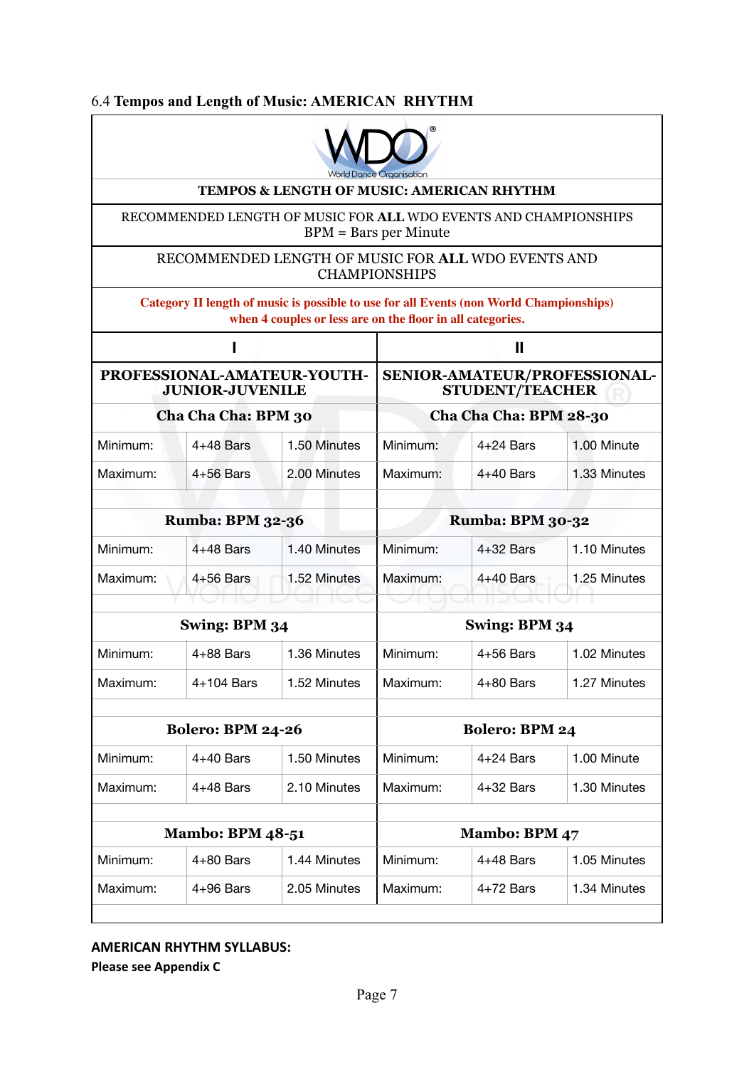6.4 **Tempos and Length of Music: AMERICAN RHYTHM**

**TEMPOS & LENGTH OF MUSIC: AMERICAN RHYTHM**

RECOMMENDED LENGTH OF MUSIC FOR **ALL** WDO EVENTS AND CHAMPIONSHIPS
BPM = Bars per Minute

RECOMMENDED LENGTH OF MUSIC FOR **ALL** WDO EVENTS AND CHAMPIONSHIPS

**Category II length of music is possible to use for all Events (non World Championships) when 4 couples or less are on the floor in all categories.**

| I | | | II | | |
|---|---|---|---|---|---|
| **PROFESSIONAL-AMATEUR-YOUTH-JUNIOR-JUVENILE** | | | **SENIOR-AMATEUR/PROFESSIONAL-STUDENT/TEACHER** | | |
| **Cha Cha Cha: BPM 30** | | | **Cha Cha Cha: BPM 28-30** | | |
| Minimum: | 4+48 Bars | 1.50 Minutes | Minimum: | 4+24 Bars | 1.00 Minute |
| Maximum: | 4+56 Bars | 2.00 Minutes | Maximum: | 4+40 Bars | 1.33 Minutes |
| **Rumba: BPM 32-36** | | | **Rumba: BPM 30-32** | | |
| Minimum: | 4+48 Bars | 1.40 Minutes | Minimum: | 4+32 Bars | 1.10 Minutes |
| Maximum: | 4+56 Bars | 1.52 Minutes | Maximum: | 4+40 Bars | 1.25 Minutes |
| **Swing: BPM 34** | | | **Swing: BPM 34** | | |
| Minimum: | 4+88 Bars | 1.36 Minutes | Minimum: | 4+56 Bars | 1.02 Minutes |
| Maximum: | 4+104 Bars | 1.52 Minutes | Maximum: | 4+80 Bars | 1.27 Minutes |
| **Bolero: BPM 24-26** | | | **Bolero: BPM 24** | | |
| Minimum: | 4+40 Bars | 1.50 Minutes | Minimum: | 4+24 Bars | 1.00 Minute |
| Maximum: | 4+48 Bars | 2.10 Minutes | Maximum: | 4+32 Bars | 1.30 Minutes |
| **Mambo: BPM 48-51** | | | **Mambo: BPM 47** | | |
| Minimum: | 4+80 Bars | 1.44 Minutes | Minimum: | 4+48 Bars | 1.05 Minutes |
| Maximum: | 4+96 Bars | 2.05 Minutes | Maximum: | 4+72 Bars | 1.34 Minutes |

**AMERICAN RHYTHM SYLLABUS:**

**Please see Appendix C**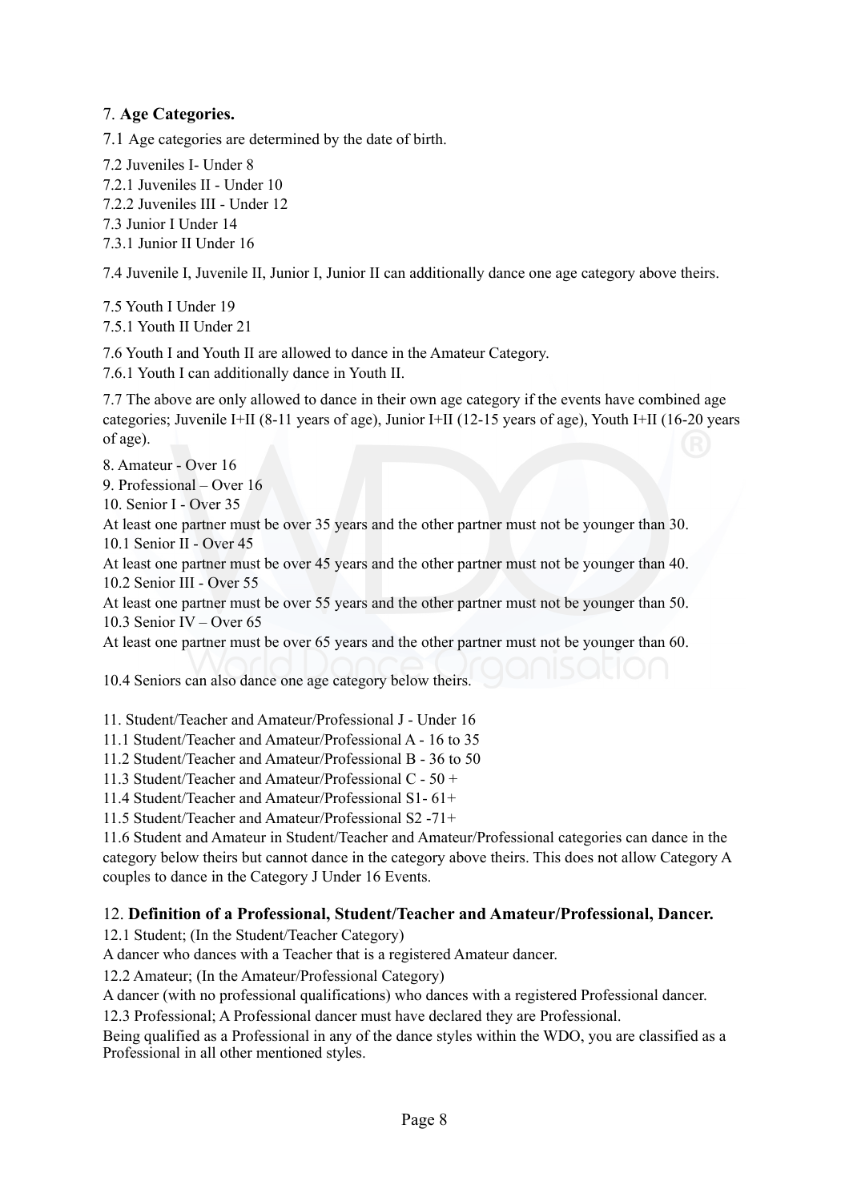## 7. **Age Categories.**

7.1 Age categories are determined by the date of birth.

7.2 Juveniles I- Under 8
7.2.1 Juveniles II - Under 10
7.2.2 Juveniles III - Under 12
7.3 Junior I Under 14
7.3.1 Junior II Under 16

7.4 Juvenile I, Juvenile II, Junior I, Junior II can additionally dance one age category above theirs.

7.5 Youth I Under 19
7.5.1 Youth II Under 21

7.6 Youth I and Youth II are allowed to dance in the Amateur Category.
7.6.1 Youth I can additionally dance in Youth II.

7.7 The above are only allowed to dance in their own age category if the events have combined age categories; Juvenile I+II (8-11 years of age), Junior I+II (12-15 years of age), Youth I+II (16-20 years of age).

8. Amateur - Over 16
9. Professional – Over 16
10. Senior I - Over 35
At least one partner must be over 35 years and the other partner must not be younger than 30.
10.1 Senior II - Over 45
At least one partner must be over 45 years and the other partner must not be younger than 40.
10.2 Senior III - Over 55
At least one partner must be over 55 years and the other partner must not be younger than 50.
10.3 Senior IV – Over 65
At least one partner must be over 65 years and the other partner must not be younger than 60.

10.4 Seniors can also dance one age category below theirs.

11. Student/Teacher and Amateur/Professional J - Under 16
11.1 Student/Teacher and Amateur/Professional A - 16 to 35
11.2 Student/Teacher and Amateur/Professional B - 36 to 50
11.3 Student/Teacher and Amateur/Professional C - 50 +
11.4 Student/Teacher and Amateur/Professional S1- 61+
11.5 Student/Teacher and Amateur/Professional S2 -71+
11.6 Student and Amateur in Student/Teacher and Amateur/Professional categories can dance in the category below theirs but cannot dance in the category above theirs. This does not allow Category A couples to dance in the Category J Under 16 Events.

## 12. **Definition of a Professional, Student/Teacher and Amateur/Professional, Dancer.**

12.1 Student; (In the Student/Teacher Category)
A dancer who dances with a Teacher that is a registered Amateur dancer.

12.2 Amateur; (In the Amateur/Professional Category)
A dancer (with no professional qualifications) who dances with a registered Professional dancer.

12.3 Professional; A Professional dancer must have declared they are Professional.
Being qualified as a Professional in any of the dance styles within the WDO, you are classified as a Professional in all other mentioned styles.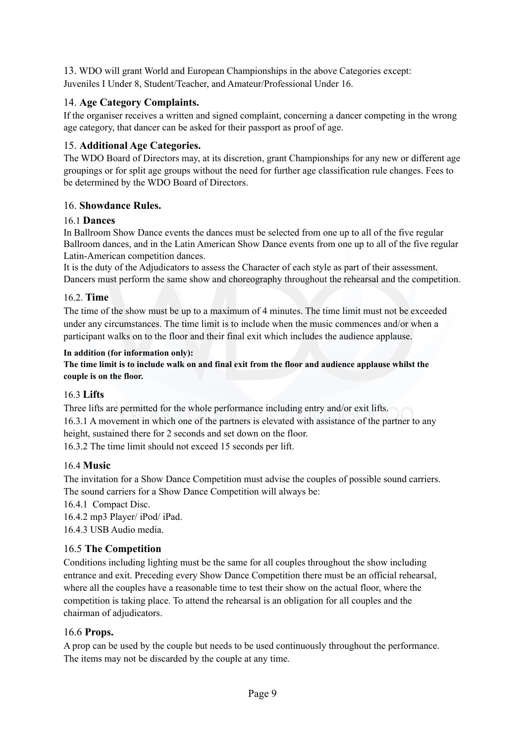13. WDO will grant World and European Championships in the above Categories except:
Juveniles I Under 8, Student/Teacher, and Amateur/Professional Under 16.

14. **Age Category Complaints.**
If the organiser receives a written and signed complaint, concerning a dancer competing in the wrong age category, that dancer can be asked for their passport as proof of age.

15. **Additional Age Categories.**
The WDO Board of Directors may, at its discretion, grant Championships for any new or different age groupings or for split age groups without the need for further age classification rule changes. Fees to be determined by the WDO Board of Directors.

16. **Showdance Rules.**

16.1 **Dances**
In Ballroom Show Dance events the dances must be selected from one up to all of the five regular Ballroom dances, and in the Latin American Show Dance events from one up to all of the five regular Latin-American competition dances.
It is the duty of the Adjudicators to assess the Character of each style as part of their assessment. Dancers must perform the same show and choreography throughout the rehearsal and the competition.

16.2. **Time**
The time of the show must be up to a maximum of 4 minutes. The time limit must not be exceeded under any circumstances. The time limit is to include when the music commences and/or when a participant walks on to the floor and their final exit which includes the audience applause.

**In addition (for information only):**
**The time limit is to include walk on and final exit from the floor and audience applause whilst the couple is on the floor.**

16.3 **Lifts**
Three lifts are permitted for the whole performance including entry and/or exit lifts.
16.3.1 A movement in which one of the partners is elevated with assistance of the partner to any height, sustained there for 2 seconds and set down on the floor.
16.3.2 The time limit should not exceed 15 seconds per lift.

16.4 **Music**
The invitation for a Show Dance Competition must advise the couples of possible sound carriers. The sound carriers for a Show Dance Competition will always be:
16.4.1 Compact Disc.
16.4.2 mp3 Player/ iPod/ iPad.
16.4.3 USB Audio media.

16.5 **The Competition**
Conditions including lighting must be the same for all couples throughout the show including entrance and exit. Preceding every Show Dance Competition there must be an official rehearsal, where all the couples have a reasonable time to test their show on the actual floor, where the competition is taking place. To attend the rehearsal is an obligation for all couples and the chairman of adjudicators.

16.6 **Props.**
A prop can be used by the couple but needs to be used continuously throughout the performance. The items may not be discarded by the couple at any time.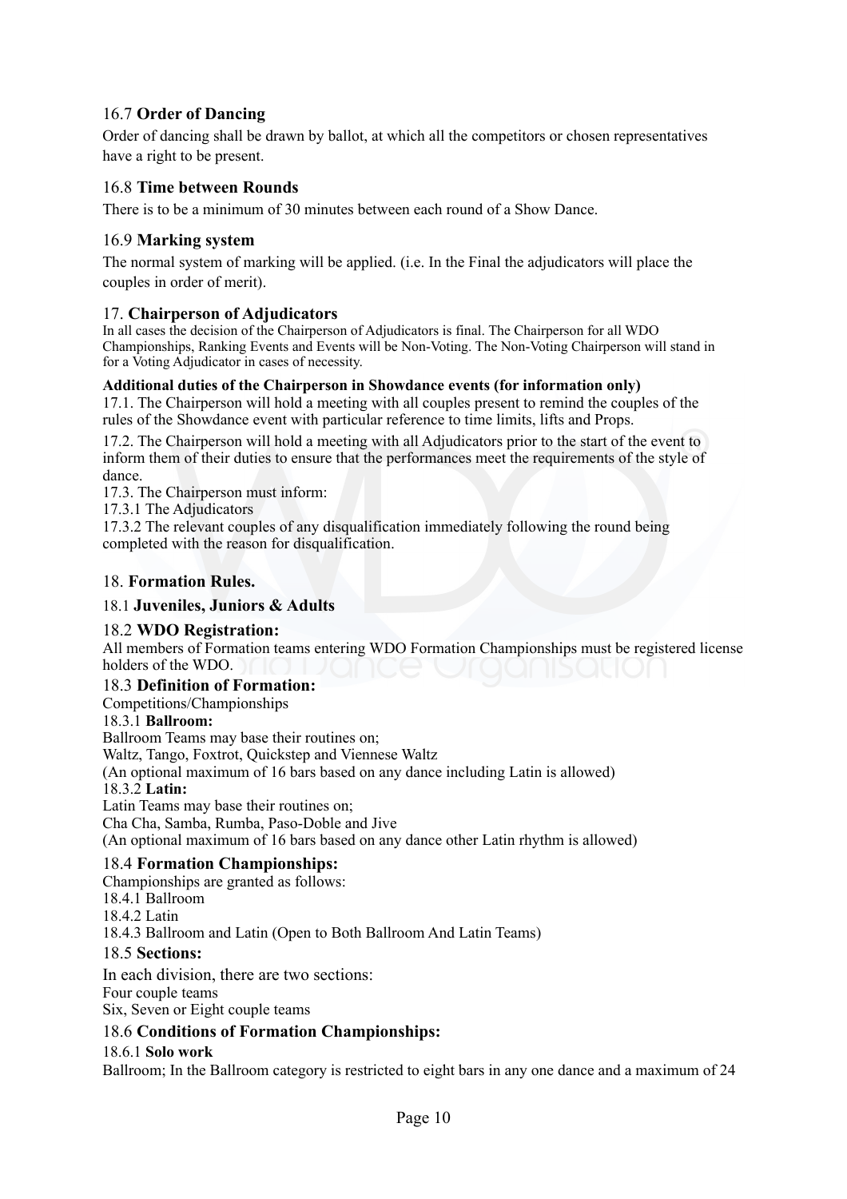### 16.7 **Order of Dancing**

Order of dancing shall be drawn by ballot, at which all the competitors or chosen representatives have a right to be present.

### 16.8 **Time between Rounds**

There is to be a minimum of 30 minutes between each round of a Show Dance.

### 16.9 **Marking system**

The normal system of marking will be applied. (i.e. In the Final the adjudicators will place the couples in order of merit).

## 17. **Chairperson of Adjudicators**

In all cases the decision of the Chairperson of Adjudicators is final. The Chairperson for all WDO Championships, Ranking Events and Events will be Non-Voting. The Non-Voting Chairperson will stand in for a Voting Adjudicator in cases of necessity.

**Additional duties of the Chairperson in Showdance events (for information only)**

17.1. The Chairperson will hold a meeting with all couples present to remind the couples of the rules of the Showdance event with particular reference to time limits, lifts and Props.

17.2. The Chairperson will hold a meeting with all Adjudicators prior to the start of the event to inform them of their duties to ensure that the performances meet the requirements of the style of dance.

17.3. The Chairperson must inform:

17.3.1 The Adjudicators

17.3.2 The relevant couples of any disqualification immediately following the round being completed with the reason for disqualification.

## 18. **Formation Rules.**

### 18.1 **Juveniles, Juniors & Adults**

### 18.2 **WDO Registration:**

All members of Formation teams entering WDO Formation Championships must be registered license holders of the WDO.

### 18.3 **Definition of Formation:**

Competitions/Championships

18.3.1 **Ballroom:**

Ballroom Teams may base their routines on;

Waltz, Tango, Foxtrot, Quickstep and Viennese Waltz

(An optional maximum of 16 bars based on any dance including Latin is allowed)

18.3.2 **Latin:**

Latin Teams may base their routines on;

Cha Cha, Samba, Rumba, Paso-Doble and Jive

(An optional maximum of 16 bars based on any dance other Latin rhythm is allowed)

### 18.4 **Formation Championships:**

Championships are granted as follows:

18.4.1 Ballroom

18.4.2 Latin

18.4.3 Ballroom and Latin (Open to Both Ballroom And Latin Teams)

### 18.5 **Sections:**

In each division, there are two sections:

Four couple teams

Six, Seven or Eight couple teams

### 18.6 **Conditions of Formation Championships:**

18.6.1 **Solo work**

Ballroom; In the Ballroom category is restricted to eight bars in any one dance and a maximum of 24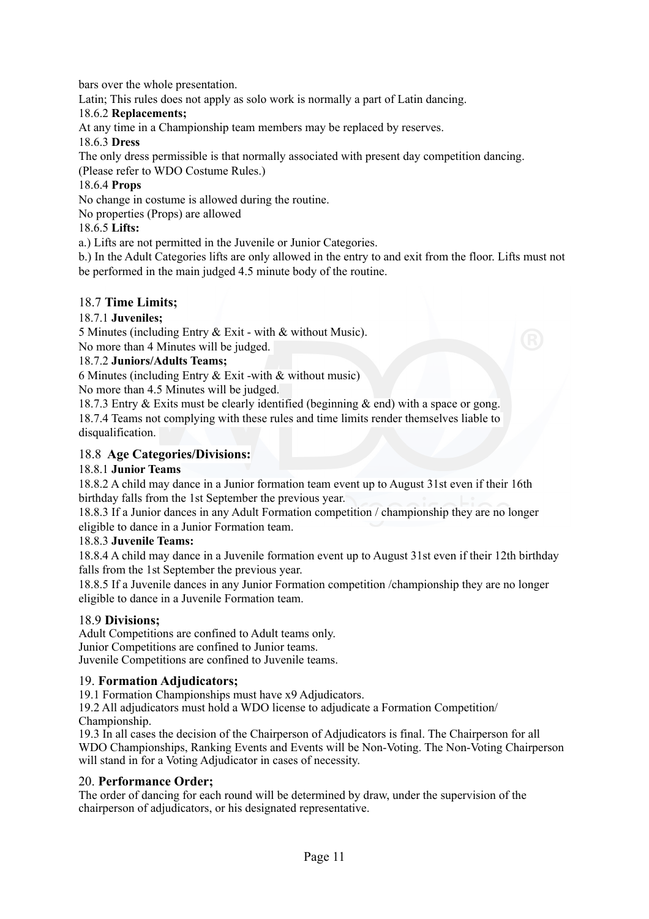bars over the whole presentation.

Latin; This rules does not apply as solo work is normally a part of Latin dancing.

18.6.2 **Replacements;**

At any time in a Championship team members may be replaced by reserves.

18.6.3 **Dress**

The only dress permissible is that normally associated with present day competition dancing.
(Please refer to WDO Costume Rules.)

18.6.4 **Props**

No change in costume is allowed during the routine.
No properties (Props) are allowed

18.6.5 **Lifts:**

a.) Lifts are not permitted in the Juvenile or Junior Categories.

b.) In the Adult Categories lifts are only allowed in the entry to and exit from the floor. Lifts must not be performed in the main judged 4.5 minute body of the routine.

## 18.7 **Time Limits;**

18.7.1 **Juveniles;**

5 Minutes (including Entry & Exit - with & without Music).
No more than 4 Minutes will be judged.

18.7.2 **Juniors/Adults Teams;**

6 Minutes (including Entry & Exit -with & without music)
No more than 4.5 Minutes will be judged.

18.7.3 Entry & Exits must be clearly identified (beginning & end) with a space or gong.

18.7.4 Teams not complying with these rules and time limits render themselves liable to disqualification.

## 18.8 **Age Categories/Divisions:**

18.8.1 **Junior Teams**

18.8.2 A child may dance in a Junior formation team event up to August 31st even if their 16th birthday falls from the 1st September the previous year.

18.8.3 If a Junior dances in any Adult Formation competition / championship they are no longer eligible to dance in a Junior Formation team.

18.8.3 **Juvenile Teams:**

18.8.4 A child may dance in a Juvenile formation event up to August 31st even if their 12th birthday falls from the 1st September the previous year.

18.8.5 If a Juvenile dances in any Junior Formation competition /championship they are no longer eligible to dance in a Juvenile Formation team.

## 18.9 **Divisions;**

Adult Competitions are confined to Adult teams only.
Junior Competitions are confined to Junior teams.
Juvenile Competitions are confined to Juvenile teams.

## 19. **Formation Adjudicators;**

19.1 Formation Championships must have x9 Adjudicators.

19.2 All adjudicators must hold a WDO license to adjudicate a Formation Competition/ Championship.

19.3 In all cases the decision of the Chairperson of Adjudicators is final. The Chairperson for all WDO Championships, Ranking Events and Events will be Non-Voting. The Non-Voting Chairperson will stand in for a Voting Adjudicator in cases of necessity.

## 20. **Performance Order;**

The order of dancing for each round will be determined by draw, under the supervision of the chairperson of adjudicators, or his designated representative.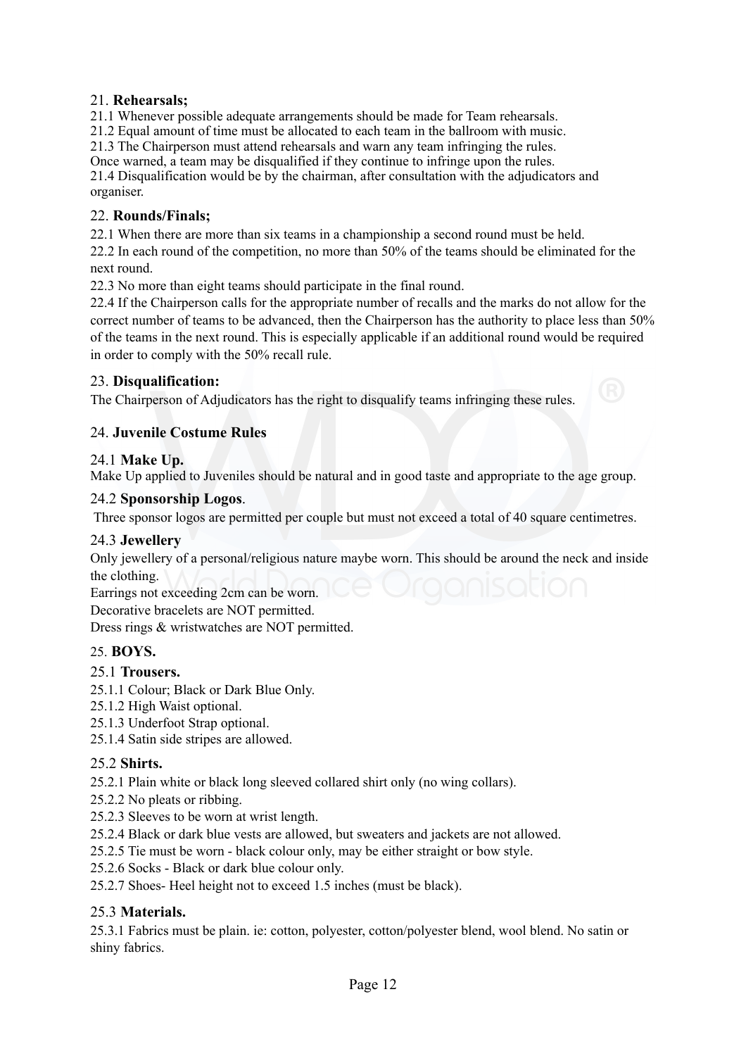## 21. **Rehearsals;**

21.1 Whenever possible adequate arrangements should be made for Team rehearsals.
21.2 Equal amount of time must be allocated to each team in the ballroom with music.
21.3 The Chairperson must attend rehearsals and warn any team infringing the rules.
Once warned, a team may be disqualified if they continue to infringe upon the rules.
21.4 Disqualification would be by the chairman, after consultation with the adjudicators and organiser.

## 22. **Rounds/Finals;**

22.1 When there are more than six teams in a championship a second round must be held.
22.2 In each round of the competition, no more than 50% of the teams should be eliminated for the next round.
22.3 No more than eight teams should participate in the final round.
22.4 If the Chairperson calls for the appropriate number of recalls and the marks do not allow for the correct number of teams to be advanced, then the Chairperson has the authority to place less than 50% of the teams in the next round. This is especially applicable if an additional round would be required in order to comply with the 50% recall rule.

## 23. **Disqualification:**

The Chairperson of Adjudicators has the right to disqualify teams infringing these rules.

## 24. **Juvenile Costume Rules**

### 24.1 **Make Up.**

Make Up applied to Juveniles should be natural and in good taste and appropriate to the age group.

### 24.2 **Sponsorship Logos**.

Three sponsor logos are permitted per couple but must not exceed a total of 40 square centimetres.

### 24.3 **Jewellery**

Only jewellery of a personal/religious nature maybe worn. This should be around the neck and inside the clothing.
Earrings not exceeding 2cm can be worn.
Decorative bracelets are NOT permitted.
Dress rings & wristwatches are NOT permitted.

## 25. **BOYS.**

### 25.1 **Trousers.**

25.1.1 Colour; Black or Dark Blue Only.
25.1.2 High Waist optional.
25.1.3 Underfoot Strap optional.
25.1.4 Satin side stripes are allowed.

### 25.2 **Shirts.**

25.2.1 Plain white or black long sleeved collared shirt only (no wing collars).
25.2.2 No pleats or ribbing.
25.2.3 Sleeves to be worn at wrist length.
25.2.4 Black or dark blue vests are allowed, but sweaters and jackets are not allowed.
25.2.5 Tie must be worn - black colour only, may be either straight or bow style.
25.2.6 Socks - Black or dark blue colour only.
25.2.7 Shoes- Heel height not to exceed 1.5 inches (must be black).

### 25.3 **Materials.**

25.3.1 Fabrics must be plain. ie: cotton, polyester, cotton/polyester blend, wool blend. No satin or shiny fabrics.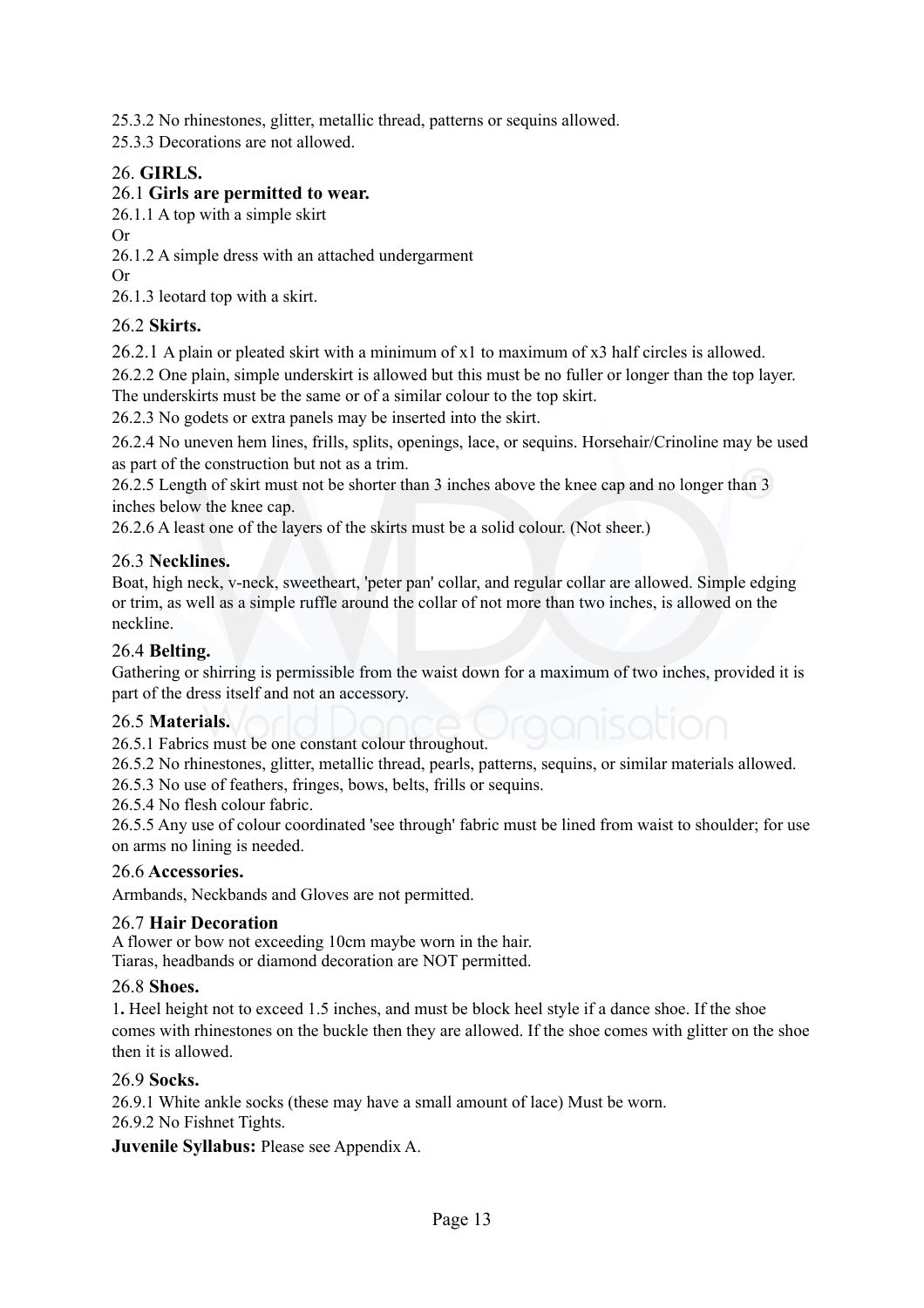25.3.2 No rhinestones, glitter, metallic thread, patterns or sequins allowed.

25.3.3 Decorations are not allowed.

## 26. GIRLS.

### 26.1 Girls are permitted to wear.

26.1.1 A top with a simple skirt

Or

26.1.2 A simple dress with an attached undergarment

Or

26.1.3 leotard top with a skirt.

### 26.2 Skirts.

26.2.1 A plain or pleated skirt with a minimum of x1 to maximum of x3 half circles is allowed.

26.2.2 One plain, simple underskirt is allowed but this must be no fuller or longer than the top layer. The underskirts must be the same or of a similar colour to the top skirt.

26.2.3 No godets or extra panels may be inserted into the skirt.

26.2.4 No uneven hem lines, frills, splits, openings, lace, or sequins. Horsehair/Crinoline may be used as part of the construction but not as a trim.

26.2.5 Length of skirt must not be shorter than 3 inches above the knee cap and no longer than 3 inches below the knee cap.

26.2.6 A least one of the layers of the skirts must be a solid colour. (Not sheer.)

### 26.3 Necklines.

Boat, high neck, v-neck, sweetheart, 'peter pan' collar, and regular collar are allowed. Simple edging or trim, as well as a simple ruffle around the collar of not more than two inches, is allowed on the neckline.

### 26.4 Belting.

Gathering or shirring is permissible from the waist down for a maximum of two inches, provided it is part of the dress itself and not an accessory.

### 26.5 Materials.

26.5.1 Fabrics must be one constant colour throughout.

26.5.2 No rhinestones, glitter, metallic thread, pearls, patterns, sequins, or similar materials allowed.

26.5.3 No use of feathers, fringes, bows, belts, frills or sequins.

26.5.4 No flesh colour fabric.

26.5.5 Any use of colour coordinated 'see through' fabric must be lined from waist to shoulder; for use on arms no lining is needed.

### 26.6 Accessories.

Armbands, Neckbands and Gloves are not permitted.

### 26.7 Hair Decoration

A flower or bow not exceeding 10cm maybe worn in the hair.

Tiaras, headbands or diamond decoration are NOT permitted.

### 26.8 Shoes.

1**.** Heel height not to exceed 1.5 inches, and must be block heel style if a dance shoe. If the shoe comes with rhinestones on the buckle then they are allowed. If the shoe comes with glitter on the shoe then it is allowed.

### 26.9 Socks.

26.9.1 White ankle socks (these may have a small amount of lace) Must be worn.

26.9.2 No Fishnet Tights.

**Juvenile Syllabus:** Please see Appendix A.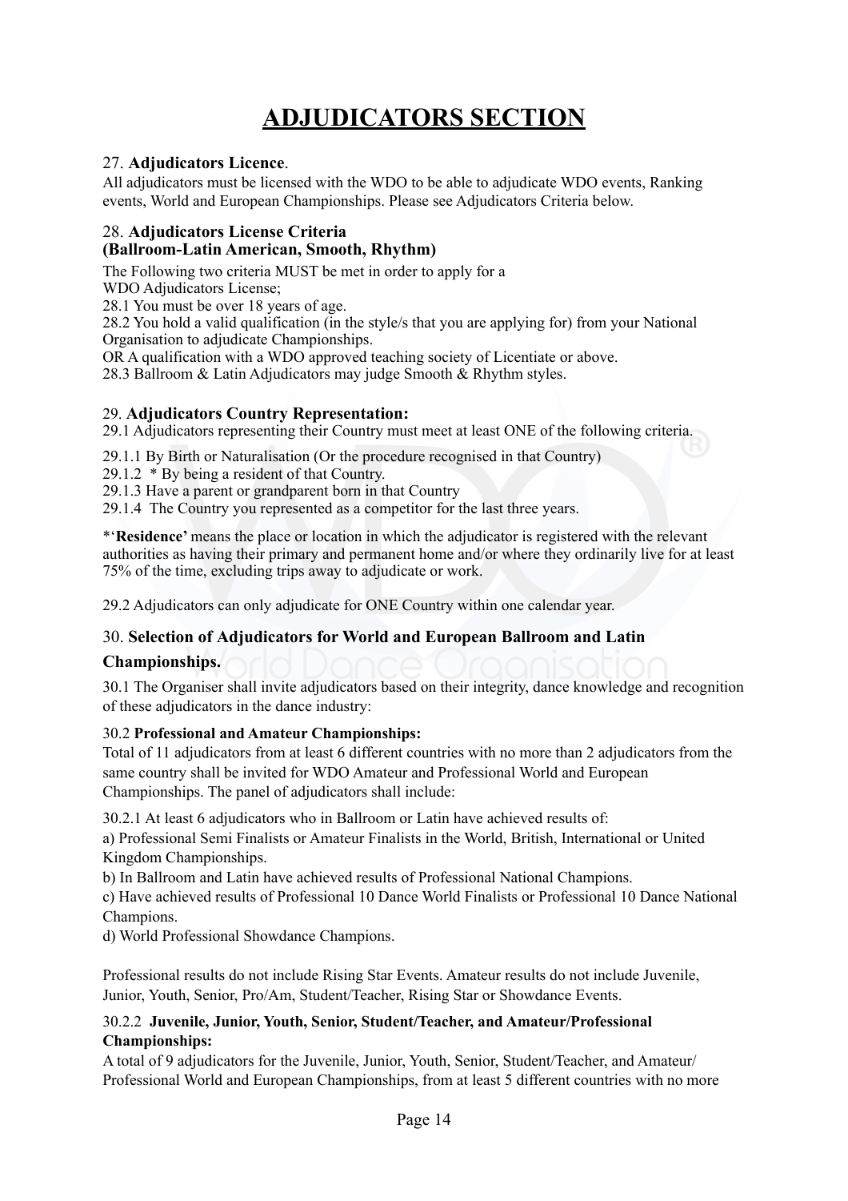# ADJUDICATORS SECTION

27. **Adjudicators Licence**.

All adjudicators must be licensed with the WDO to be able to adjudicate WDO events, Ranking events, World and European Championships. Please see Adjudicators Criteria below.

28. **Adjudicators License Criteria**
**(Ballroom-Latin American, Smooth, Rhythm)**

The Following two criteria MUST be met in order to apply for a WDO Adjudicators License;

28.1 You must be over 18 years of age.

28.2 You hold a valid qualification (in the style/s that you are applying for) from your National Organisation to adjudicate Championships.

OR A qualification with a WDO approved teaching society of Licentiate or above.

28.3 Ballroom & Latin Adjudicators may judge Smooth & Rhythm styles.

29. **Adjudicators Country Representation:**

29.1 Adjudicators representing their Country must meet at least ONE of the following criteria.

29.1.1 By Birth or Naturalisation (Or the procedure recognised in that Country)

29.1.2 * By being a resident of that Country.

29.1.3 Have a parent or grandparent born in that Country

29.1.4 The Country you represented as a competitor for the last three years.

*'**Residence'** means the place or location in which the adjudicator is registered with the relevant authorities as having their primary and permanent home and/or where they ordinarily live for at least 75% of the time, excluding trips away to adjudicate or work.

29.2 Adjudicators can only adjudicate for ONE Country within one calendar year.

30. **Selection of Adjudicators for World and European Ballroom and Latin Championships.**

30.1 The Organiser shall invite adjudicators based on their integrity, dance knowledge and recognition of these adjudicators in the dance industry:

30.2 **Professional and Amateur Championships:**

Total of 11 adjudicators from at least 6 different countries with no more than 2 adjudicators from the same country shall be invited for WDO Amateur and Professional World and European Championships. The panel of adjudicators shall include:

30.2.1 At least 6 adjudicators who in Ballroom or Latin have achieved results of:

a) Professional Semi Finalists or Amateur Finalists in the World, British, International or United Kingdom Championships.

b) In Ballroom and Latin have achieved results of Professional National Champions.

c) Have achieved results of Professional 10 Dance World Finalists or Professional 10 Dance National Champions.

d) World Professional Showdance Champions.

Professional results do not include Rising Star Events. Amateur results do not include Juvenile, Junior, Youth, Senior, Pro/Am, Student/Teacher, Rising Star or Showdance Events.

30.2.2 **Juvenile, Junior, Youth, Senior, Student/Teacher, and Amateur/Professional Championships:**

A total of 9 adjudicators for the Juvenile, Junior, Youth, Senior, Student/Teacher, and Amateur/Professional World and European Championships, from at least 5 different countries with no more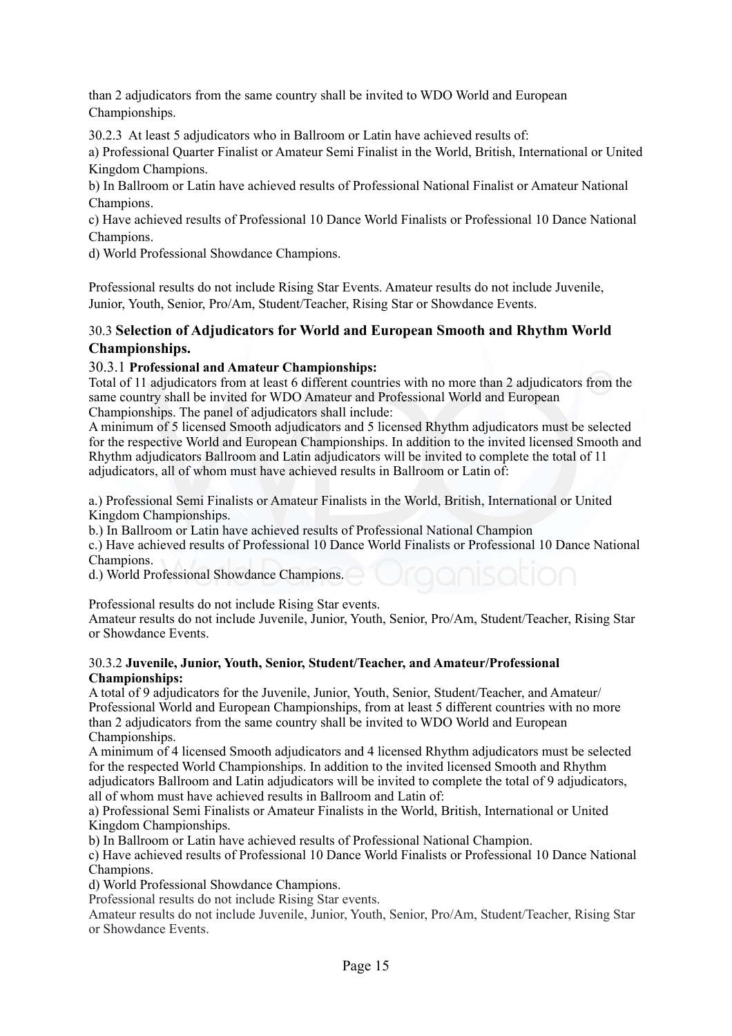than 2 adjudicators from the same country shall be invited to WDO World and European Championships.

30.2.3 At least 5 adjudicators who in Ballroom or Latin have achieved results of:
a) Professional Quarter Finalist or Amateur Semi Finalist in the World, British, International or United Kingdom Champions.
b) In Ballroom or Latin have achieved results of Professional National Finalist or Amateur National Champions.
c) Have achieved results of Professional 10 Dance World Finalists or Professional 10 Dance National Champions.
d) World Professional Showdance Champions.

Professional results do not include Rising Star Events. Amateur results do not include Juvenile, Junior, Youth, Senior, Pro/Am, Student/Teacher, Rising Star or Showdance Events.

### 30.3 **Selection of Adjudicators for World and European Smooth and Rhythm World Championships.**

#### 30.3.1 **Professional and Amateur Championships:**

Total of 11 adjudicators from at least 6 different countries with no more than 2 adjudicators from the same country shall be invited for WDO Amateur and Professional World and European Championships. The panel of adjudicators shall include:
A minimum of 5 licensed Smooth adjudicators and 5 licensed Rhythm adjudicators must be selected for the respective World and European Championships. In addition to the invited licensed Smooth and Rhythm adjudicators Ballroom and Latin adjudicators will be invited to complete the total of 11 adjudicators, all of whom must have achieved results in Ballroom or Latin of:

a.) Professional Semi Finalists or Amateur Finalists in the World, British, International or United Kingdom Championships.
b.) In Ballroom or Latin have achieved results of Professional National Champion
c.) Have achieved results of Professional 10 Dance World Finalists or Professional 10 Dance National Champions.
d.) World Professional Showdance Champions.

Professional results do not include Rising Star events.
Amateur results do not include Juvenile, Junior, Youth, Senior, Pro/Am, Student/Teacher, Rising Star or Showdance Events.

#### 30.3.2 **Juvenile, Junior, Youth, Senior, Student/Teacher, and Amateur/Professional Championships:**

A total of 9 adjudicators for the Juvenile, Junior, Youth, Senior, Student/Teacher, and Amateur/ Professional World and European Championships, from at least 5 different countries with no more than 2 adjudicators from the same country shall be invited to WDO World and European Championships.
A minimum of 4 licensed Smooth adjudicators and 4 licensed Rhythm adjudicators must be selected for the respected World Championships. In addition to the invited licensed Smooth and Rhythm adjudicators Ballroom and Latin adjudicators will be invited to complete the total of 9 adjudicators, all of whom must have achieved results in Ballroom and Latin of:
a) Professional Semi Finalists or Amateur Finalists in the World, British, International or United Kingdom Championships.
b) In Ballroom or Latin have achieved results of Professional National Champion.
c) Have achieved results of Professional 10 Dance World Finalists or Professional 10 Dance National Champions.
d) World Professional Showdance Champions.
Professional results do not include Rising Star events.
Amateur results do not include Juvenile, Junior, Youth, Senior, Pro/Am, Student/Teacher, Rising Star or Showdance Events.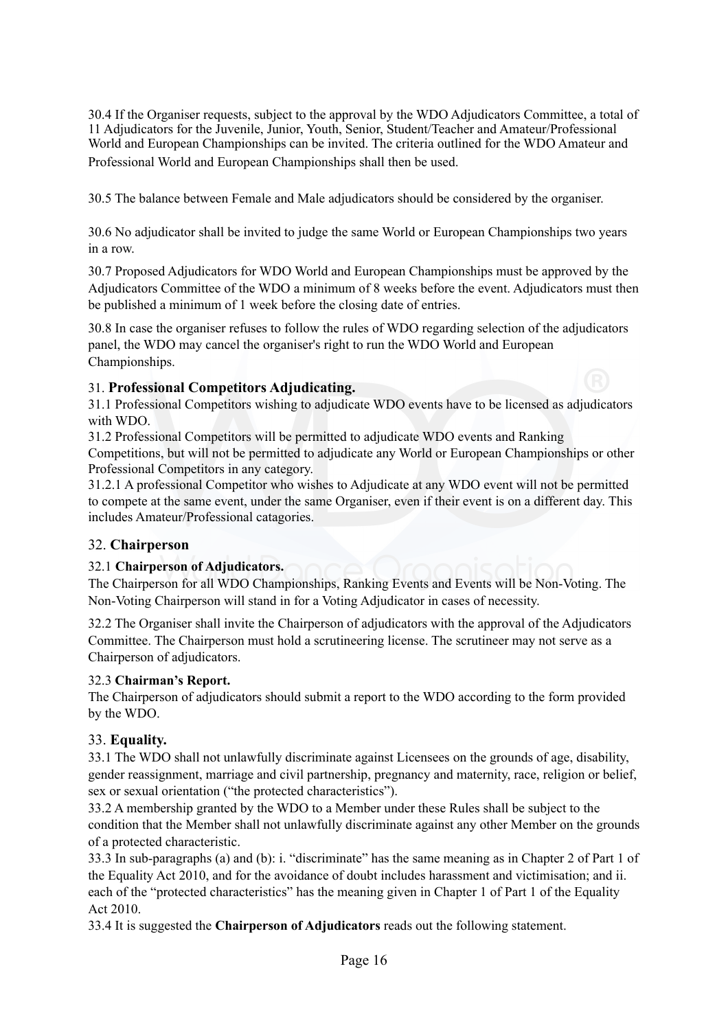30.4 If the Organiser requests, subject to the approval by the WDO Adjudicators Committee, a total of 11 Adjudicators for the Juvenile, Junior, Youth, Senior, Student/Teacher and Amateur/Professional World and European Championships can be invited. The criteria outlined for the WDO Amateur and Professional World and European Championships shall then be used.

30.5 The balance between Female and Male adjudicators should be considered by the organiser.

30.6 No adjudicator shall be invited to judge the same World or European Championships two years in a row.

30.7 Proposed Adjudicators for WDO World and European Championships must be approved by the Adjudicators Committee of the WDO a minimum of 8 weeks before the event. Adjudicators must then be published a minimum of 1 week before the closing date of entries.

30.8 In case the organiser refuses to follow the rules of WDO regarding selection of the adjudicators panel, the WDO may cancel the organiser's right to run the WDO World and European Championships.

## 31. **Professional Competitors Adjudicating.**

31.1 Professional Competitors wishing to adjudicate WDO events have to be licensed as adjudicators with WDO.

31.2 Professional Competitors will be permitted to adjudicate WDO events and Ranking Competitions, but will not be permitted to adjudicate any World or European Championships or other Professional Competitors in any category.

31.2.1 A professional Competitor who wishes to Adjudicate at any WDO event will not be permitted to compete at the same event, under the same Organiser, even if their event is on a different day. This includes Amateur/Professional catagories.

## 32. **Chairperson**

32.1 **Chairperson of Adjudicators.**

The Chairperson for all WDO Championships, Ranking Events and Events will be Non-Voting. The Non-Voting Chairperson will stand in for a Voting Adjudicator in cases of necessity.

32.2 The Organiser shall invite the Chairperson of adjudicators with the approval of the Adjudicators Committee. The Chairperson must hold a scrutineering license. The scrutineer may not serve as a Chairperson of adjudicators.

32.3 **Chairman's Report.**

The Chairperson of adjudicators should submit a report to the WDO according to the form provided by the WDO.

## 33. **Equality.**

33.1 The WDO shall not unlawfully discriminate against Licensees on the grounds of age, disability, gender reassignment, marriage and civil partnership, pregnancy and maternity, race, religion or belief, sex or sexual orientation ("the protected characteristics").

33.2 A membership granted by the WDO to a Member under these Rules shall be subject to the condition that the Member shall not unlawfully discriminate against any other Member on the grounds of a protected characteristic.

33.3 In sub-paragraphs (a) and (b): i. "discriminate" has the same meaning as in Chapter 2 of Part 1 of the Equality Act 2010, and for the avoidance of doubt includes harassment and victimisation; and ii. each of the "protected characteristics" has the meaning given in Chapter 1 of Part 1 of the Equality Act 2010.

33.4 It is suggested the **Chairperson of Adjudicators** reads out the following statement.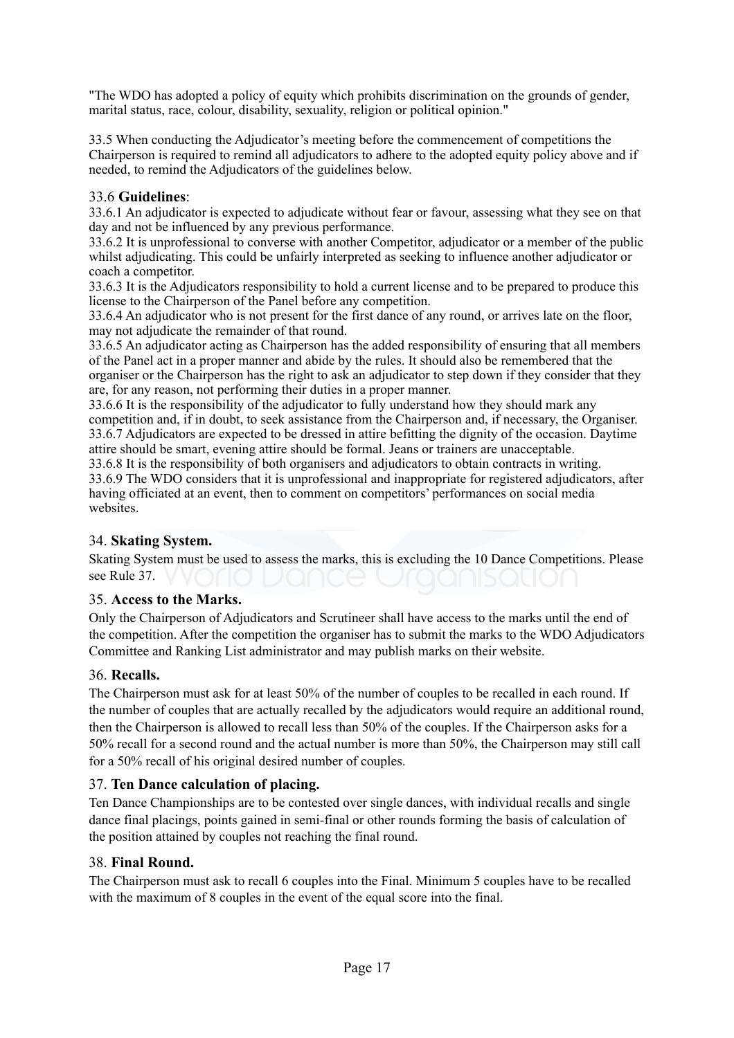"The WDO has adopted a policy of equity which prohibits discrimination on the grounds of gender, marital status, race, colour, disability, sexuality, religion or political opinion."

33.5 When conducting the Adjudicator's meeting before the commencement of competitions the Chairperson is required to remind all adjudicators to adhere to the adopted equity policy above and if needed, to remind the Adjudicators of the guidelines below.

33.6 **Guidelines**:

33.6.1 An adjudicator is expected to adjudicate without fear or favour, assessing what they see on that day and not be influenced by any previous performance.

33.6.2 It is unprofessional to converse with another Competitor, adjudicator or a member of the public whilst adjudicating. This could be unfairly interpreted as seeking to influence another adjudicator or coach a competitor.

33.6.3 It is the Adjudicators responsibility to hold a current license and to be prepared to produce this license to the Chairperson of the Panel before any competition.

33.6.4 An adjudicator who is not present for the first dance of any round, or arrives late on the floor, may not adjudicate the remainder of that round.

33.6.5 An adjudicator acting as Chairperson has the added responsibility of ensuring that all members of the Panel act in a proper manner and abide by the rules. It should also be remembered that the organiser or the Chairperson has the right to ask an adjudicator to step down if they consider that they are, for any reason, not performing their duties in a proper manner.

33.6.6 It is the responsibility of the adjudicator to fully understand how they should mark any competition and, if in doubt, to seek assistance from the Chairperson and, if necessary, the Organiser.

33.6.7 Adjudicators are expected to be dressed in attire befitting the dignity of the occasion. Daytime attire should be smart, evening attire should be formal. Jeans or trainers are unacceptable.

33.6.8 It is the responsibility of both organisers and adjudicators to obtain contracts in writing.

33.6.9 The WDO considers that it is unprofessional and inappropriate for registered adjudicators, after having officiated at an event, then to comment on competitors' performances on social media websites.

## 34. **Skating System.**

Skating System must be used to assess the marks, this is excluding the 10 Dance Competitions. Please see Rule 37.

## 35. **Access to the Marks.**

Only the Chairperson of Adjudicators and Scrutineer shall have access to the marks until the end of the competition. After the competition the organiser has to submit the marks to the WDO Adjudicators Committee and Ranking List administrator and may publish marks on their website.

## 36. **Recalls.**

The Chairperson must ask for at least 50% of the number of couples to be recalled in each round. If the number of couples that are actually recalled by the adjudicators would require an additional round, then the Chairperson is allowed to recall less than 50% of the couples. If the Chairperson asks for a 50% recall for a second round and the actual number is more than 50%, the Chairperson may still call for a 50% recall of his original desired number of couples.

## 37. **Ten Dance calculation of placing.**

Ten Dance Championships are to be contested over single dances, with individual recalls and single dance final placings, points gained in semi-final or other rounds forming the basis of calculation of the position attained by couples not reaching the final round.

## 38. **Final Round.**

The Chairperson must ask to recall 6 couples into the Final. Minimum 5 couples have to be recalled with the maximum of 8 couples in the event of the equal score into the final.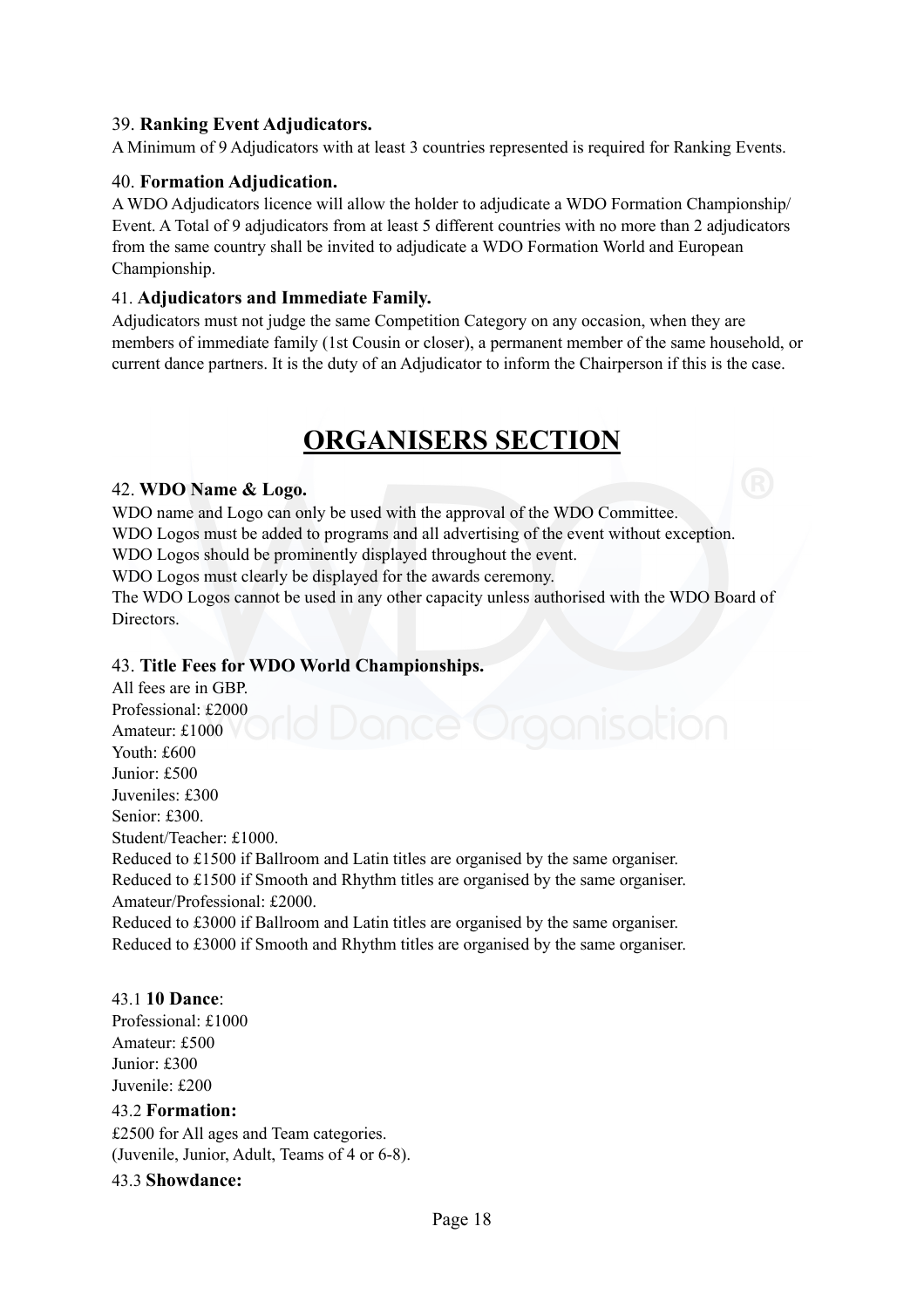39. **Ranking Event Adjudicators.**

A Minimum of 9 Adjudicators with at least 3 countries represented is required for Ranking Events.

40. **Formation Adjudication.**

A WDO Adjudicators licence will allow the holder to adjudicate a WDO Formation Championship/ Event. A Total of 9 adjudicators from at least 5 different countries with no more than 2 adjudicators from the same country shall be invited to adjudicate a WDO Formation World and European Championship.

41. **Adjudicators and Immediate Family.**

Adjudicators must not judge the same Competition Category on any occasion, when they are members of immediate family (1st Cousin or closer), a permanent member of the same household, or current dance partners. It is the duty of an Adjudicator to inform the Chairperson if this is the case.

# ORGANISERS SECTION

42. **WDO Name & Logo.**

WDO name and Logo can only be used with the approval of the WDO Committee.
WDO Logos must be added to programs and all advertising of the event without exception.
WDO Logos should be prominently displayed throughout the event.
WDO Logos must clearly be displayed for the awards ceremony.
The WDO Logos cannot be used in any other capacity unless authorised with the WDO Board of Directors.

43. **Title Fees for WDO World Championships.**

All fees are in GBP.
Professional: £2000
Amateur: £1000
Youth: £600
Junior: £500
Juveniles: £300
Senior: £300.
Student/Teacher: £1000.
Reduced to £1500 if Ballroom and Latin titles are organised by the same organiser.
Reduced to £1500 if Smooth and Rhythm titles are organised by the same organiser.
Amateur/Professional: £2000.
Reduced to £3000 if Ballroom and Latin titles are organised by the same organiser.
Reduced to £3000 if Smooth and Rhythm titles are organised by the same organiser.

43.1 **10 Dance**:
Professional: £1000
Amateur: £500
Junior: £300
Juvenile: £200

43.2 **Formation:**
£2500 for All ages and Team categories.
(Juvenile, Junior, Adult, Teams of 4 or 6-8).

43.3 **Showdance:**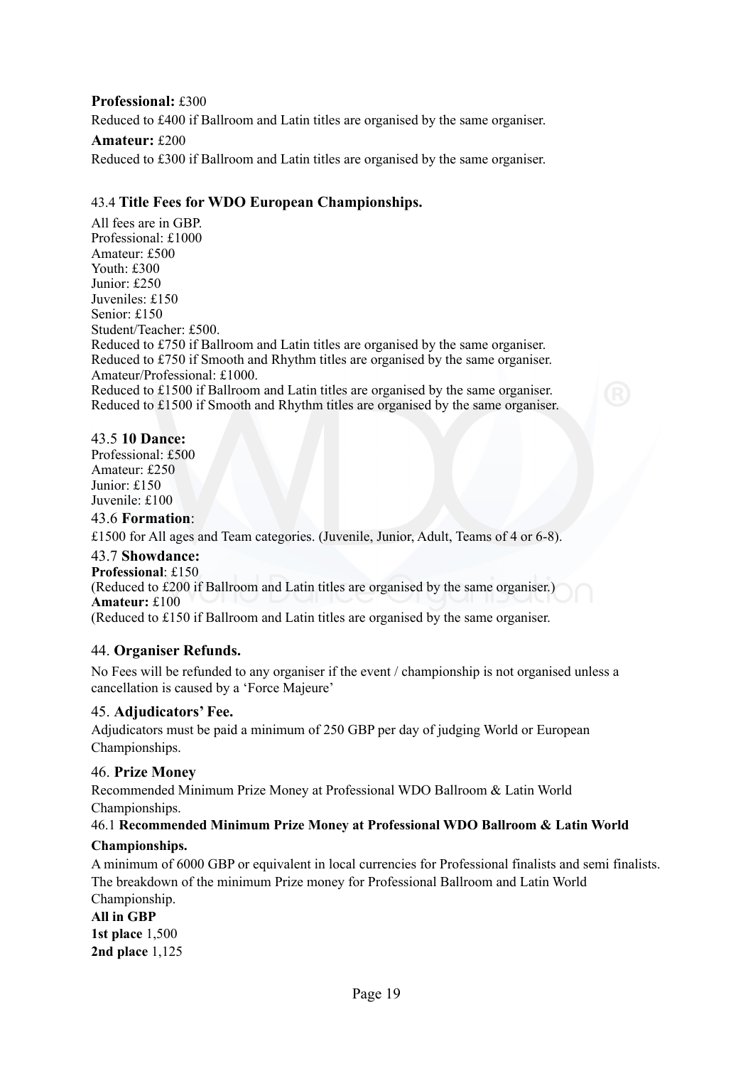**Professional:** £300

Reduced to £400 if Ballroom and Latin titles are organised by the same organiser.

**Amateur:** £200

Reduced to £300 if Ballroom and Latin titles are organised by the same organiser.

### 43.4 **Title Fees for WDO European Championships.**

All fees are in GBP.
Professional: £1000
Amateur: £500
Youth: £300
Junior: £250
Juveniles: £150
Senior: £150
Student/Teacher: £500.
Reduced to £750 if Ballroom and Latin titles are organised by the same organiser.
Reduced to £750 if Smooth and Rhythm titles are organised by the same organiser.
Amateur/Professional: £1000.
Reduced to £1500 if Ballroom and Latin titles are organised by the same organiser.
Reduced to £1500 if Smooth and Rhythm titles are organised by the same organiser.

### 43.5 **10 Dance:**

Professional: £500
Amateur: £250
Junior: £150
Juvenile: £100

### 43.6 **Formation**:

£1500 for All ages and Team categories. (Juvenile, Junior, Adult, Teams of 4 or 6-8).

### 43.7 **Showdance:**

**Professional**: £150
(Reduced to £200 if Ballroom and Latin titles are organised by the same organiser.)
**Amateur:** £100
(Reduced to £150 if Ballroom and Latin titles are organised by the same organiser.

## 44. **Organiser Refunds.**

No Fees will be refunded to any organiser if the event / championship is not organised unless a cancellation is caused by a 'Force Majeure'

## 45. **Adjudicators' Fee.**

Adjudicators must be paid a minimum of 250 GBP per day of judging World or European Championships.

## 46. **Prize Money**

Recommended Minimum Prize Money at Professional WDO Ballroom & Latin World Championships.

### 46.1 **Recommended Minimum Prize Money at Professional WDO Ballroom & Latin World Championships.**

A minimum of 6000 GBP or equivalent in local currencies for Professional finalists and semi finalists. The breakdown of the minimum Prize money for Professional Ballroom and Latin World Championship.

**All in GBP**
**1st place** 1,500
**2nd place** 1,125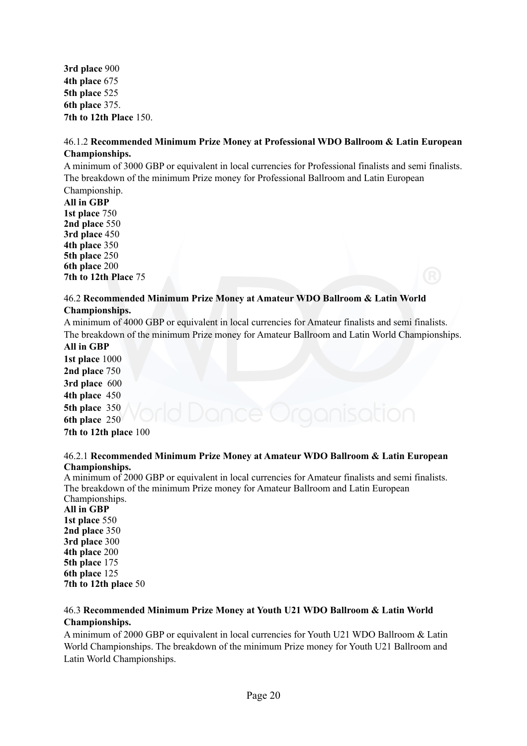**3rd place** 900
**4th place** 675
**5th place** 525
**6th place** 375.
**7th to 12th Place** 150.

46.1.2 **Recommended Minimum Prize Money at Professional WDO Ballroom & Latin European Championships.**

A minimum of 3000 GBP or equivalent in local currencies for Professional finalists and semi finalists. The breakdown of the minimum Prize money for Professional Ballroom and Latin European Championship.

**All in GBP**
**1st place** 750
**2nd place** 550
**3rd place** 450
**4th place** 350
**5th place** 250
**6th place** 200
**7th to 12th Place** 75

46.2 **Recommended Minimum Prize Money at Amateur WDO Ballroom & Latin World Championships.**

A minimum of 4000 GBP or equivalent in local currencies for Amateur finalists and semi finalists. The breakdown of the minimum Prize money for Amateur Ballroom and Latin World Championships.

**All in GBP**
**1st place** 1000
**2nd place** 750
**3rd place** 600
**4th place** 450
**5th place** 350
**6th place** 250
**7th to 12th place** 100

46.2.1 **Recommended Minimum Prize Money at Amateur WDO Ballroom & Latin European Championships.**

A minimum of 2000 GBP or equivalent in local currencies for Amateur finalists and semi finalists. The breakdown of the minimum Prize money for Amateur Ballroom and Latin European Championships.

**All in GBP**
**1st place** 550
**2nd place** 350
**3rd place** 300
**4th place** 200
**5th place** 175
**6th place** 125
**7th to 12th place** 50

46.3 **Recommended Minimum Prize Money at Youth U21 WDO Ballroom & Latin World Championships.**

A minimum of 2000 GBP or equivalent in local currencies for Youth U21 WDO Ballroom & Latin World Championships. The breakdown of the minimum Prize money for Youth U21 Ballroom and Latin World Championships.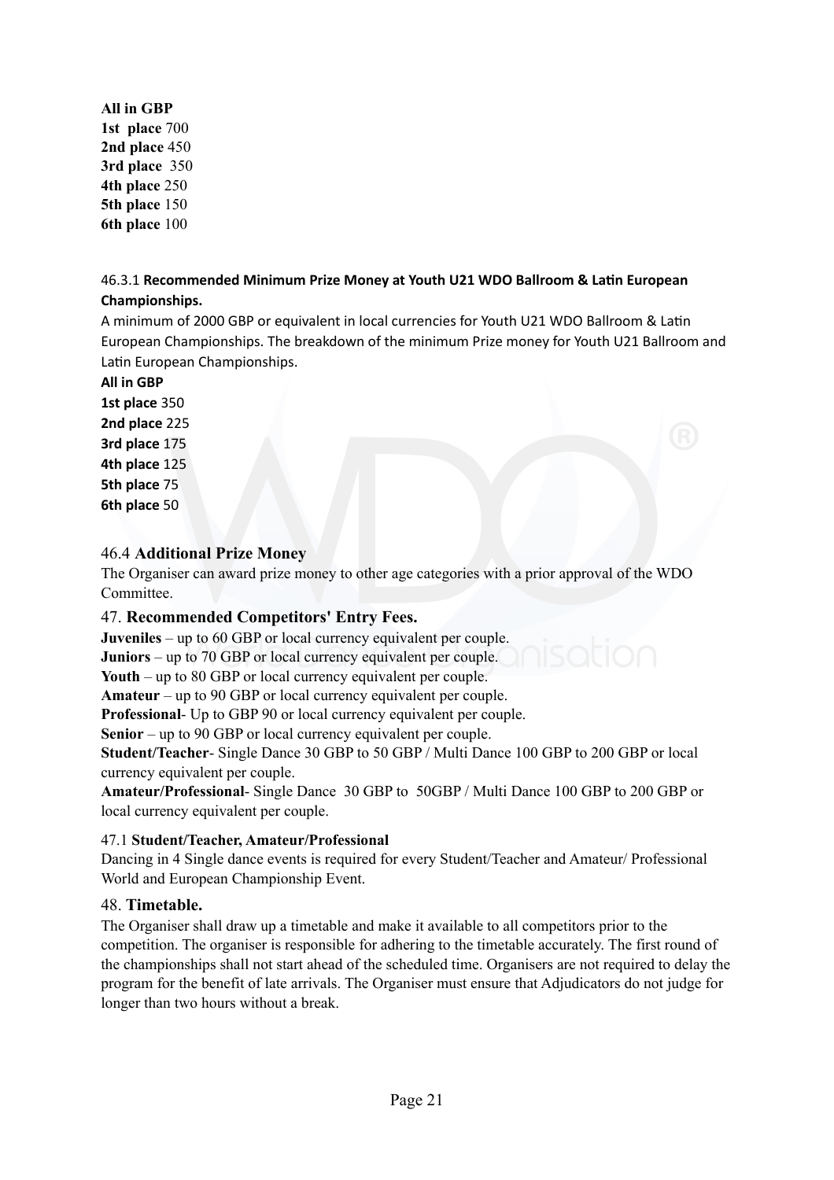**All in GBP**
**1st  place** 700
**2nd place** 450
**3rd place**  350
**4th place** 250
**5th place** 150
**6th place** 100

46.3.1 **Recommended Minimum Prize Money at Youth U21 WDO Ballroom & Latin European Championships.**

A minimum of 2000 GBP or equivalent in local currencies for Youth U21 WDO Ballroom & Latin European Championships. The breakdown of the minimum Prize money for Youth U21 Ballroom and Latin European Championships.

**All in GBP**
**1st place** 350
**2nd place** 225
**3rd place** 175
**4th place** 125
**5th place** 75
**6th place** 50

### 46.4 **Additional Prize Money**

The Organiser can award prize money to other age categories with a prior approval of the WDO Committee.

## 47. **Recommended Competitors' Entry Fees.**

**Juveniles** – up to 60 GBP or local currency equivalent per couple.
**Juniors** – up to 70 GBP or local currency equivalent per couple.
**Youth** – up to 80 GBP or local currency equivalent per couple.
**Amateur** – up to 90 GBP or local currency equivalent per couple.
**Professional**- Up to GBP 90 or local currency equivalent per couple.
**Senior** – up to 90 GBP or local currency equivalent per couple.
**Student/Teacher**- Single Dance 30 GBP to 50 GBP / Multi Dance 100 GBP to 200 GBP or local currency equivalent per couple.
**Amateur/Professional**- Single Dance  30 GBP to  50GBP / Multi Dance 100 GBP to 200 GBP or local currency equivalent per couple.

### 47.1 **Student/Teacher, Amateur/Professional**

Dancing in 4 Single dance events is required for every Student/Teacher and Amateur/ Professional World and European Championship Event.

## 48. **Timetable.**

The Organiser shall draw up a timetable and make it available to all competitors prior to the competition. The organiser is responsible for adhering to the timetable accurately. The first round of the championships shall not start ahead of the scheduled time. Organisers are not required to delay the program for the benefit of late arrivals. The Organiser must ensure that Adjudicators do not judge for longer than two hours without a break.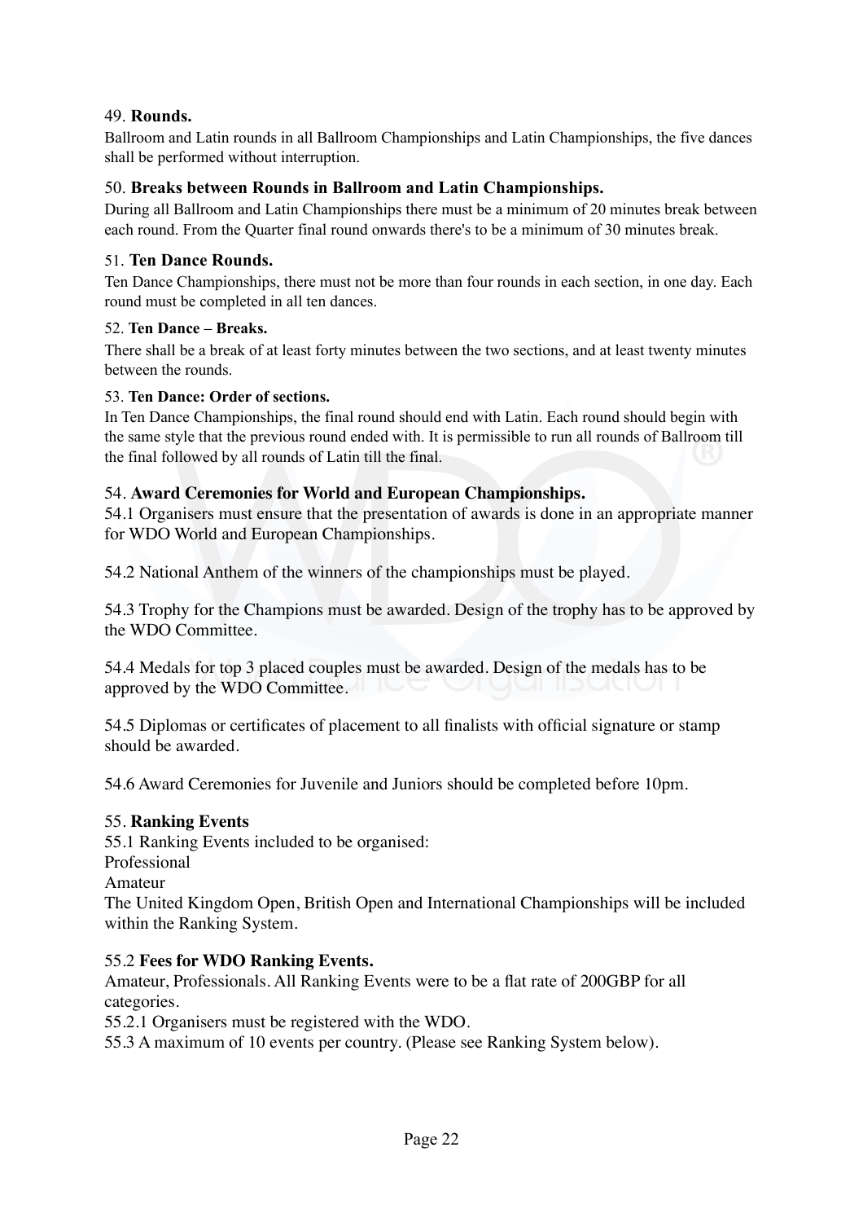49. **Rounds.**

Ballroom and Latin rounds in all Ballroom Championships and Latin Championships, the five dances shall be performed without interruption.

50. **Breaks between Rounds in Ballroom and Latin Championships.**

During all Ballroom and Latin Championships there must be a minimum of 20 minutes break between each round. From the Quarter final round onwards there's to be a minimum of 30 minutes break.

51. **Ten Dance Rounds.**

Ten Dance Championships, there must not be more than four rounds in each section, in one day. Each round must be completed in all ten dances.

52. **Ten Dance – Breaks.**

There shall be a break of at least forty minutes between the two sections, and at least twenty minutes between the rounds.

53. **Ten Dance: Order of sections.**

In Ten Dance Championships, the final round should end with Latin. Each round should begin with the same style that the previous round ended with. It is permissible to run all rounds of Ballroom till the final followed by all rounds of Latin till the final.

54. **Award Ceremonies for World and European Championships.**

54.1 Organisers must ensure that the presentation of awards is done in an appropriate manner for WDO World and European Championships.

54.2 National Anthem of the winners of the championships must be played.

54.3 Trophy for the Champions must be awarded. Design of the trophy has to be approved by the WDO Committee.

54.4 Medals for top 3 placed couples must be awarded. Design of the medals has to be approved by the WDO Committee.

54.5 Diplomas or certificates of placement to all finalists with official signature or stamp should be awarded.

54.6 Award Ceremonies for Juvenile and Juniors should be completed before 10pm.

55. **Ranking Events**

55.1 Ranking Events included to be organised:

Professional

Amateur

The United Kingdom Open, British Open and International Championships will be included within the Ranking System.

55.2 **Fees for WDO Ranking Events.**

Amateur, Professionals. All Ranking Events were to be a flat rate of 200GBP for all categories.

55.2.1 Organisers must be registered with the WDO.

55.3 A maximum of 10 events per country. (Please see Ranking System below).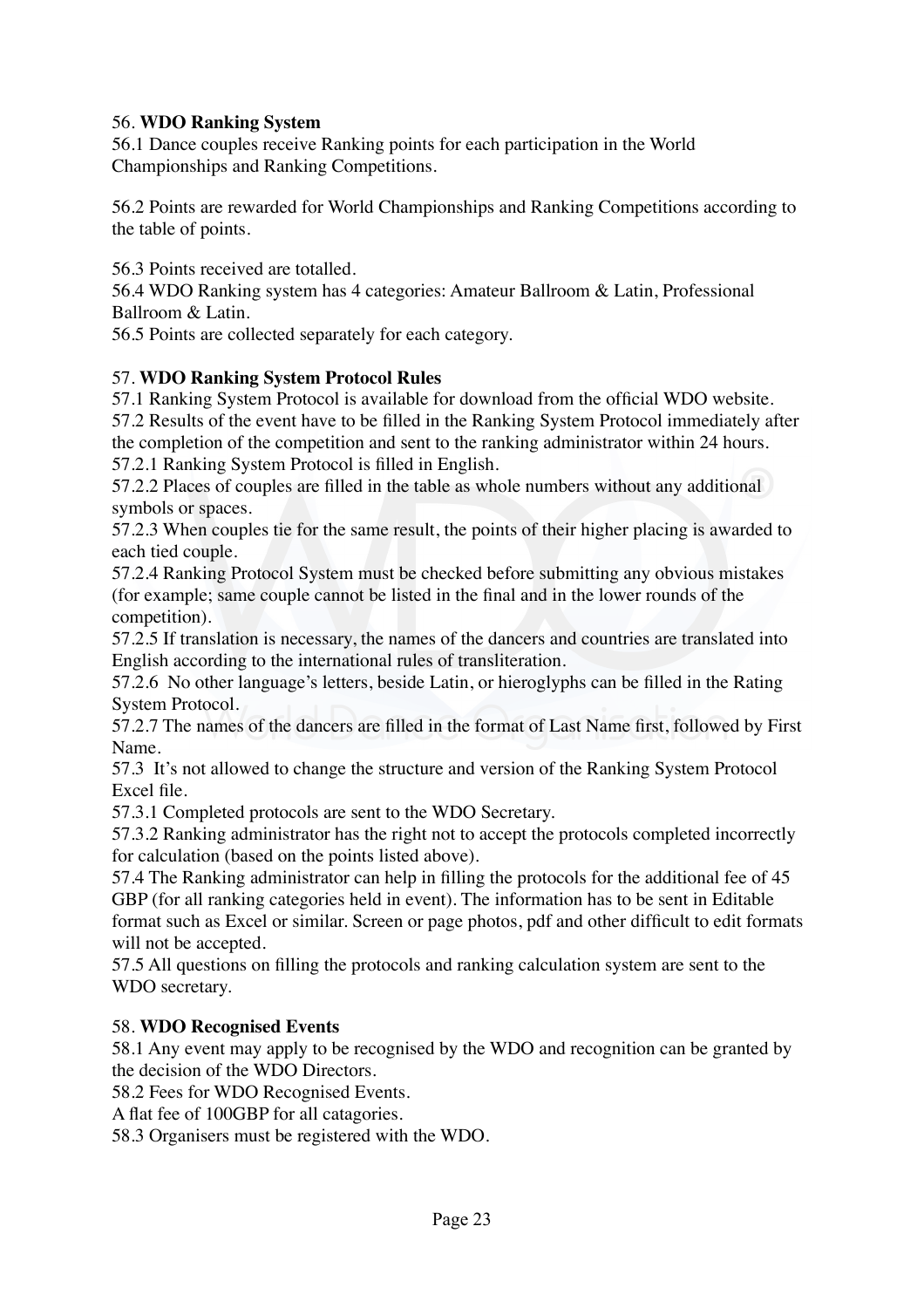## 56. **WDO Ranking System**

56.1 Dance couples receive Ranking points for each participation in the World Championships and Ranking Competitions.

56.2 Points are rewarded for World Championships and Ranking Competitions according to the table of points.

56.3 Points received are totalled.
56.4 WDO Ranking system has 4 categories: Amateur Ballroom & Latin, Professional Ballroom & Latin.
56.5 Points are collected separately for each category.

## 57. **WDO Ranking System Protocol Rules**

57.1 Ranking System Protocol is available for download from the official WDO website.
57.2 Results of the event have to be filled in the Ranking System Protocol immediately after the completion of the competition and sent to the ranking administrator within 24 hours.
57.2.1 Ranking System Protocol is filled in English.
57.2.2 Places of couples are filled in the table as whole numbers without any additional symbols or spaces.
57.2.3 When couples tie for the same result, the points of their higher placing is awarded to each tied couple.
57.2.4 Ranking Protocol System must be checked before submitting any obvious mistakes (for example; same couple cannot be listed in the final and in the lower rounds of the competition).
57.2.5 If translation is necessary, the names of the dancers and countries are translated into English according to the international rules of transliteration.
57.2.6 No other language's letters, beside Latin, or hieroglyphs can be filled in the Rating System Protocol.
57.2.7 The names of the dancers are filled in the format of Last Name first, followed by First Name.
57.3 It's not allowed to change the structure and version of the Ranking System Protocol Excel file.
57.3.1 Completed protocols are sent to the WDO Secretary.
57.3.2 Ranking administrator has the right not to accept the protocols completed incorrectly for calculation (based on the points listed above).
57.4 The Ranking administrator can help in filling the protocols for the additional fee of 45 GBP (for all ranking categories held in event). The information has to be sent in Editable format such as Excel or similar. Screen or page photos, pdf and other difficult to edit formats will not be accepted.
57.5 All questions on filling the protocols and ranking calculation system are sent to the WDO secretary.

## 58. **WDO Recognised Events**

58.1 Any event may apply to be recognised by the WDO and recognition can be granted by the decision of the WDO Directors.
58.2 Fees for WDO Recognised Events.
A flat fee of 100GBP for all catagories.
58.3 Organisers must be registered with the WDO.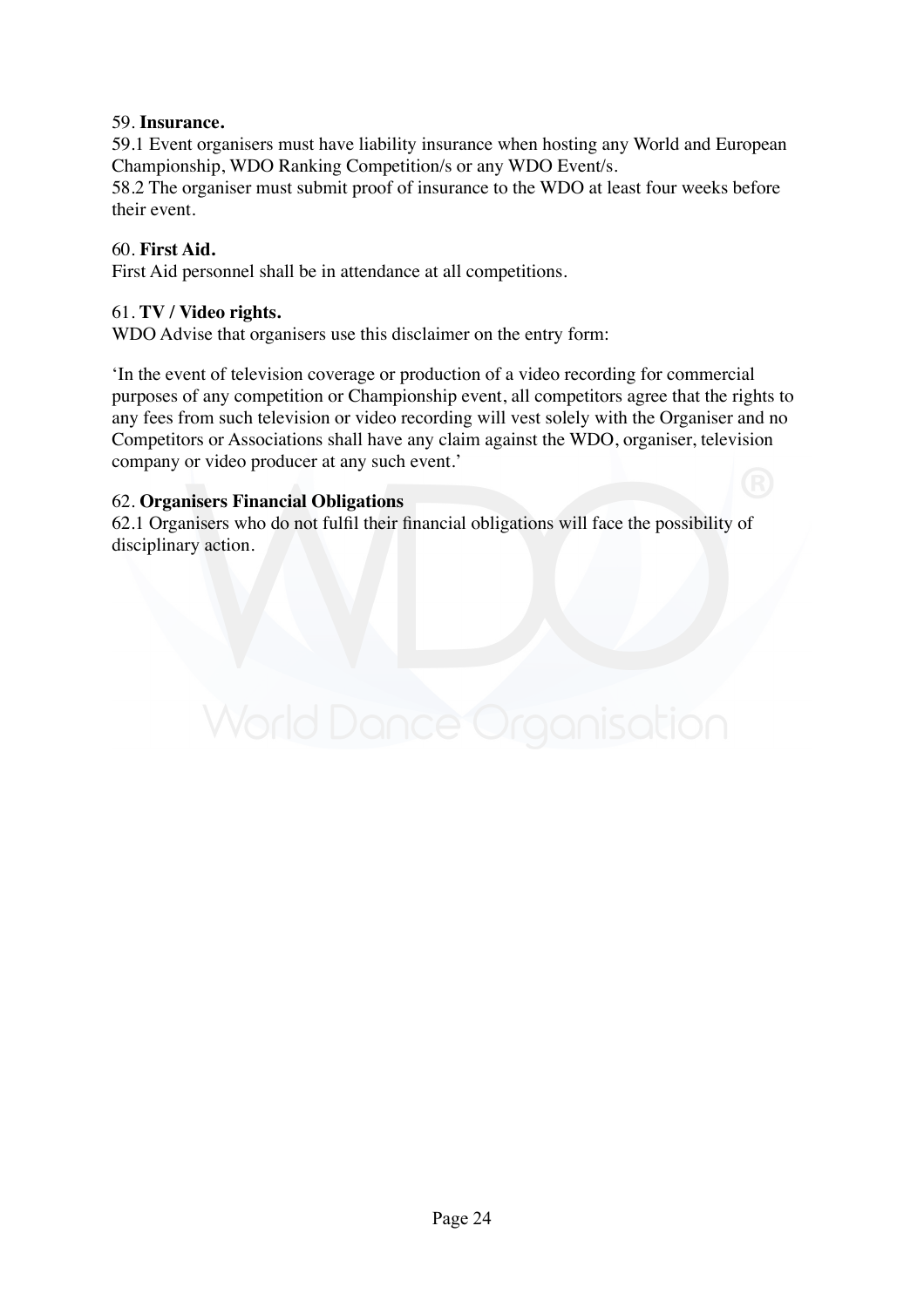59. **Insurance.**
59.1 Event organisers must have liability insurance when hosting any World and European Championship, WDO Ranking Competition/s or any WDO Event/s.
58.2 The organiser must submit proof of insurance to the WDO at least four weeks before their event.

60. **First Aid.**
First Aid personnel shall be in attendance at all competitions.

61. **TV / Video rights.**
WDO Advise that organisers use this disclaimer on the entry form:

'In the event of television coverage or production of a video recording for commercial purposes of any competition or Championship event, all competitors agree that the rights to any fees from such television or video recording will vest solely with the Organiser and no Competitors or Associations shall have any claim against the WDO, organiser, television company or video producer at any such event.'

62. **Organisers Financial Obligations**
62.1 Organisers who do not fulfil their financial obligations will face the possibility of disciplinary action.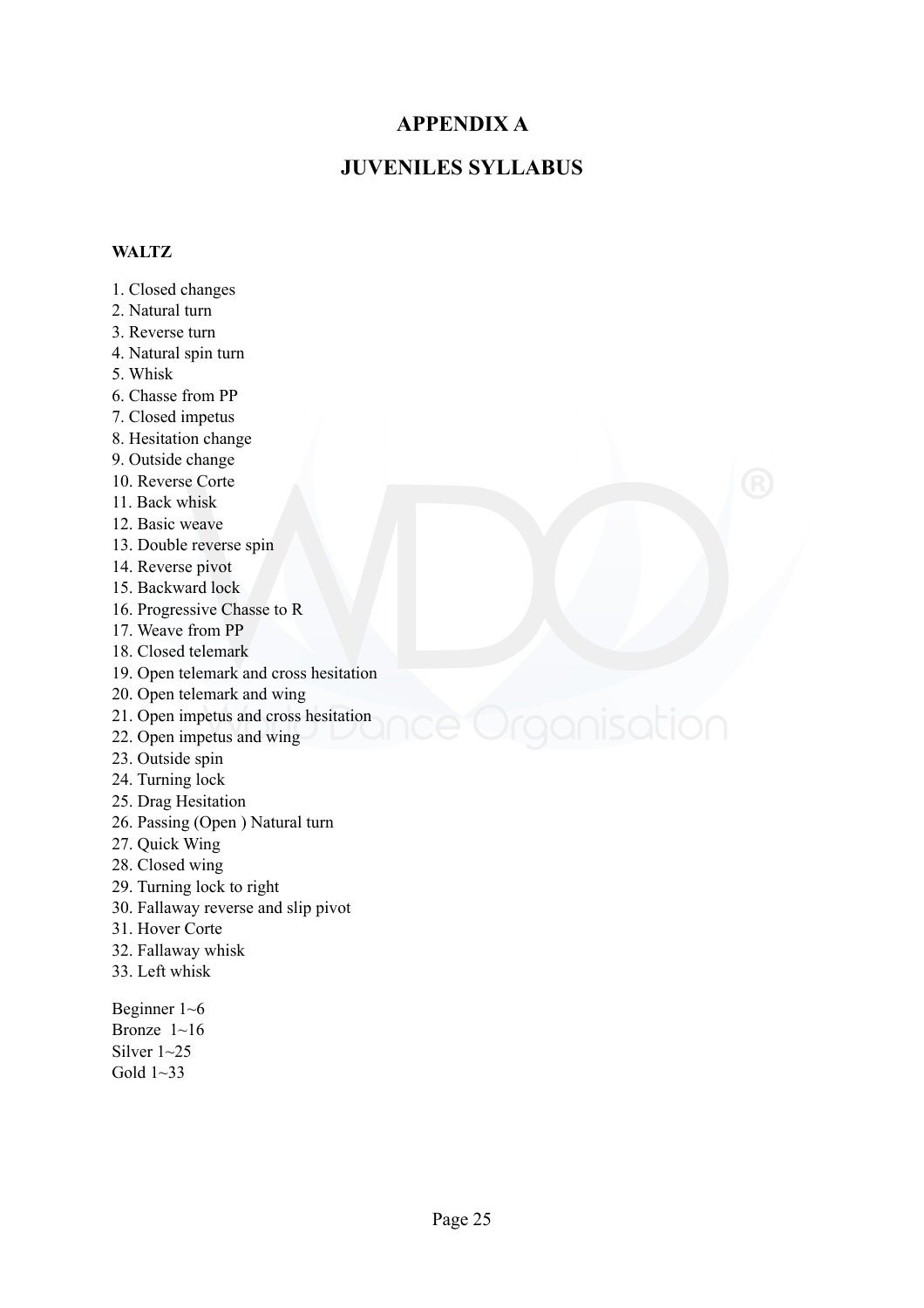# APPENDIX A

# JUVENILES SYLLABUS

**WALTZ**

1. Closed changes
2. Natural turn
3. Reverse turn
4. Natural spin turn
5. Whisk
6. Chasse from PP
7. Closed impetus
8. Hesitation change
9. Outside change
10. Reverse Corte
11. Back whisk
12. Basic weave
13. Double reverse spin
14. Reverse pivot
15. Backward lock
16. Progressive Chasse to R
17. Weave from PP
18. Closed telemark
19. Open telemark and cross hesitation
20. Open telemark and wing
21. Open impetus and cross hesitation
22. Open impetus and wing
23. Outside spin
24. Turning lock
25. Drag Hesitation
26. Passing (Open ) Natural turn
27. Quick Wing
28. Closed wing
29. Turning lock to right
30. Fallaway reverse and slip pivot
31. Hover Corte
32. Fallaway whisk
33. Left whisk

Beginner 1~6
Bronze 1~16
Silver 1~25
Gold 1~33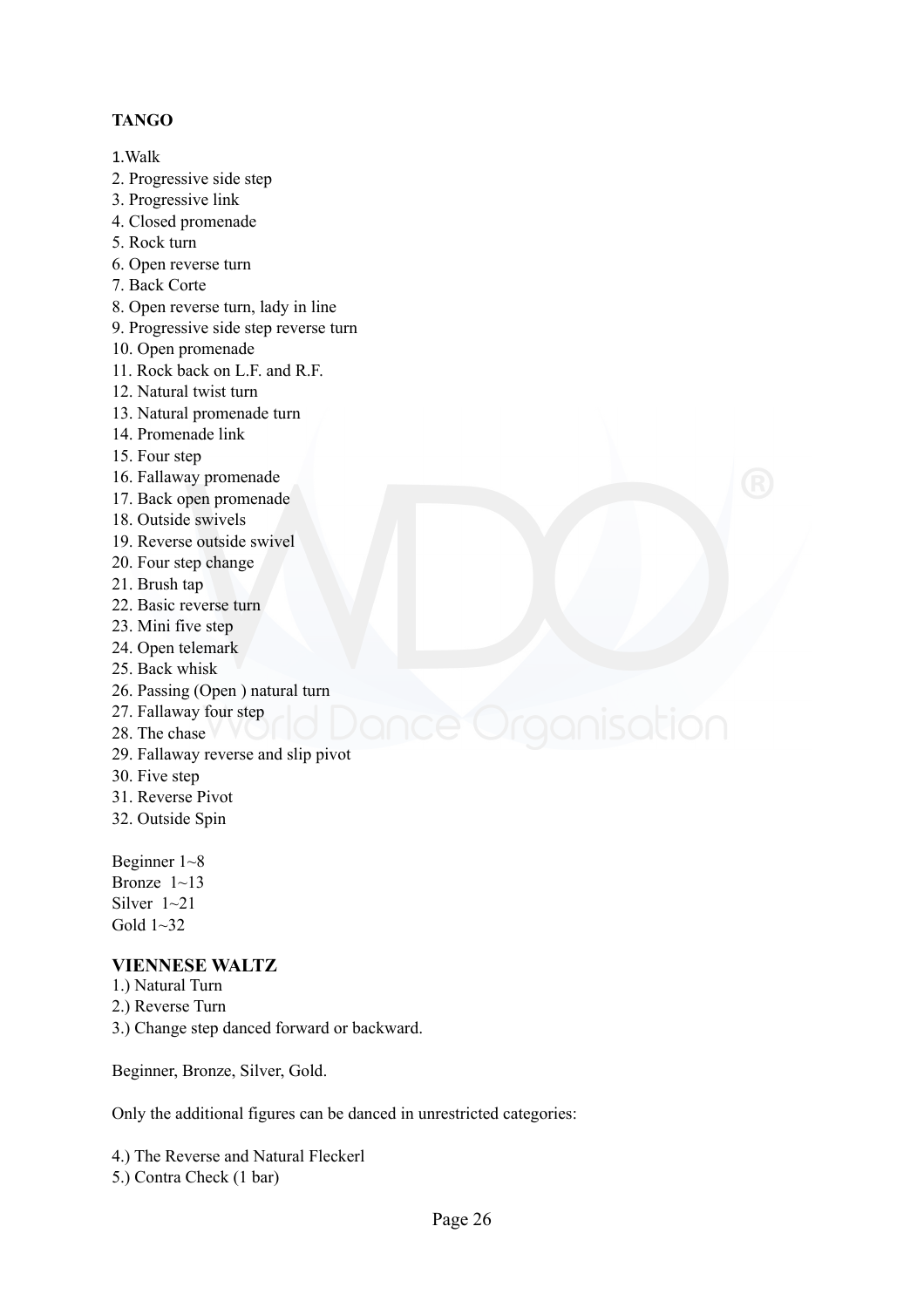**TANGO**

1.Walk
2. Progressive side step
3. Progressive link
4. Closed promenade
5. Rock turn
6. Open reverse turn
7. Back Corte
8. Open reverse turn, lady in line
9. Progressive side step reverse turn
10. Open promenade
11. Rock back on L.F. and R.F.
12. Natural twist turn
13. Natural promenade turn
14. Promenade link
15. Four step
16. Fallaway promenade
17. Back open promenade
18. Outside swivels
19. Reverse outside swivel
20. Four step change
21. Brush tap
22. Basic reverse turn
23. Mini five step
24. Open telemark
25. Back whisk
26. Passing (Open ) natural turn
27. Fallaway four step
28. The chase
29. Fallaway reverse and slip pivot
30. Five step
31. Reverse Pivot
32. Outside Spin

Beginner 1~8
Bronze 1~13
Silver 1~21
Gold 1~32

**VIENNESE WALTZ**

1.) Natural Turn
2.) Reverse Turn
3.) Change step danced forward or backward.

Beginner, Bronze, Silver, Gold.

Only the additional figures can be danced in unrestricted categories:

4.) The Reverse and Natural Fleckerl
5.) Contra Check (1 bar)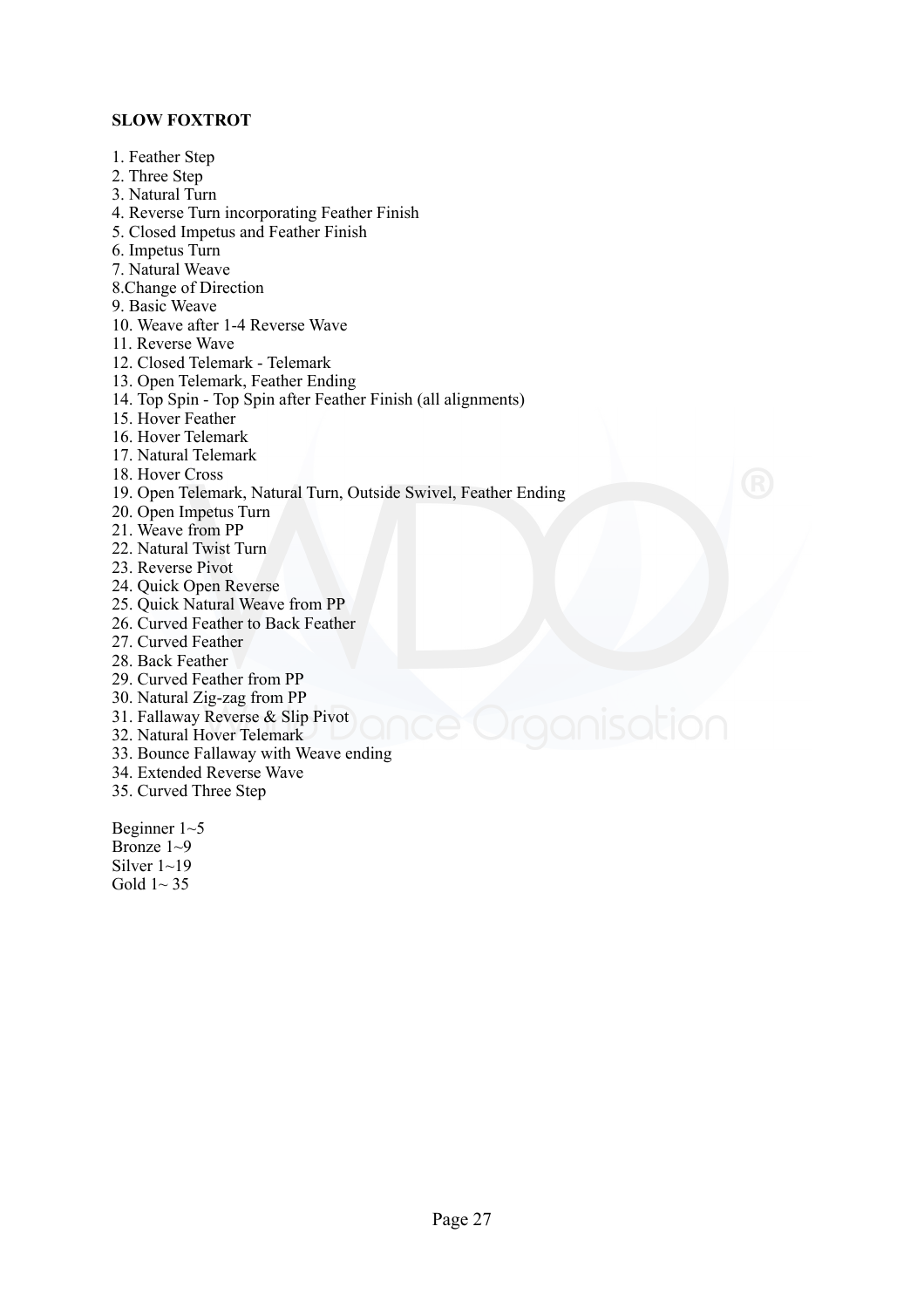**SLOW FOXTROT**

1. Feather Step
2. Three Step
3. Natural Turn
4. Reverse Turn incorporating Feather Finish
5. Closed Impetus and Feather Finish
6. Impetus Turn
7. Natural Weave
8.Change of Direction
9. Basic Weave
10. Weave after 1-4 Reverse Wave
11. Reverse Wave
12. Closed Telemark - Telemark
13. Open Telemark, Feather Ending
14. Top Spin - Top Spin after Feather Finish (all alignments)
15. Hover Feather
16. Hover Telemark
17. Natural Telemark
18. Hover Cross
19. Open Telemark, Natural Turn, Outside Swivel, Feather Ending
20. Open Impetus Turn
21. Weave from PP
22. Natural Twist Turn
23. Reverse Pivot
24. Quick Open Reverse
25. Quick Natural Weave from PP
26. Curved Feather to Back Feather
27. Curved Feather
28. Back Feather
29. Curved Feather from PP
30. Natural Zig-zag from PP
31. Fallaway Reverse & Slip Pivot
32. Natural Hover Telemark
33. Bounce Fallaway with Weave ending
34. Extended Reverse Wave
35. Curved Three Step

Beginner 1~5
Bronze 1~9
Silver 1~19
Gold 1~ 35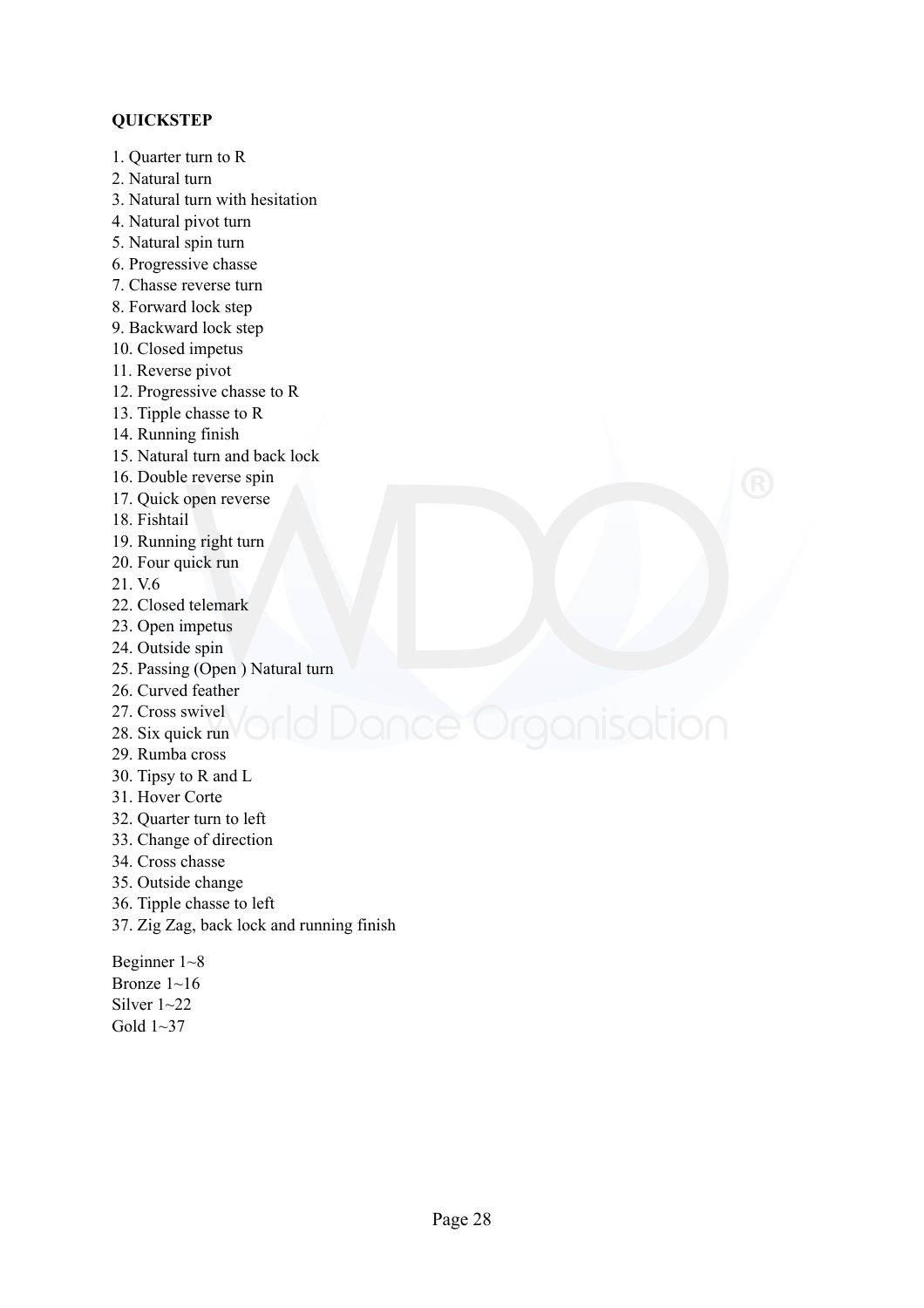**QUICKSTEP**

1. Quarter turn to R
2. Natural turn
3. Natural turn with hesitation
4. Natural pivot turn
5. Natural spin turn
6. Progressive chasse
7. Chasse reverse turn
8. Forward lock step
9. Backward lock step
10. Closed impetus
11. Reverse pivot
12. Progressive chasse to R
13. Tipple chasse to R
14. Running finish
15. Natural turn and back lock
16. Double reverse spin
17. Quick open reverse
18. Fishtail
19. Running right turn
20. Four quick run
21. V.6
22. Closed telemark
23. Open impetus
24. Outside spin
25. Passing (Open ) Natural turn
26. Curved feather
27. Cross swivel
28. Six quick run
29. Rumba cross
30. Tipsy to R and L
31. Hover Corte
32. Quarter turn to left
33. Change of direction
34. Cross chasse
35. Outside change
36. Tipple chasse to left
37. Zig Zag, back lock and running finish

Beginner 1~8
Bronze 1~16
Silver 1~22
Gold 1~37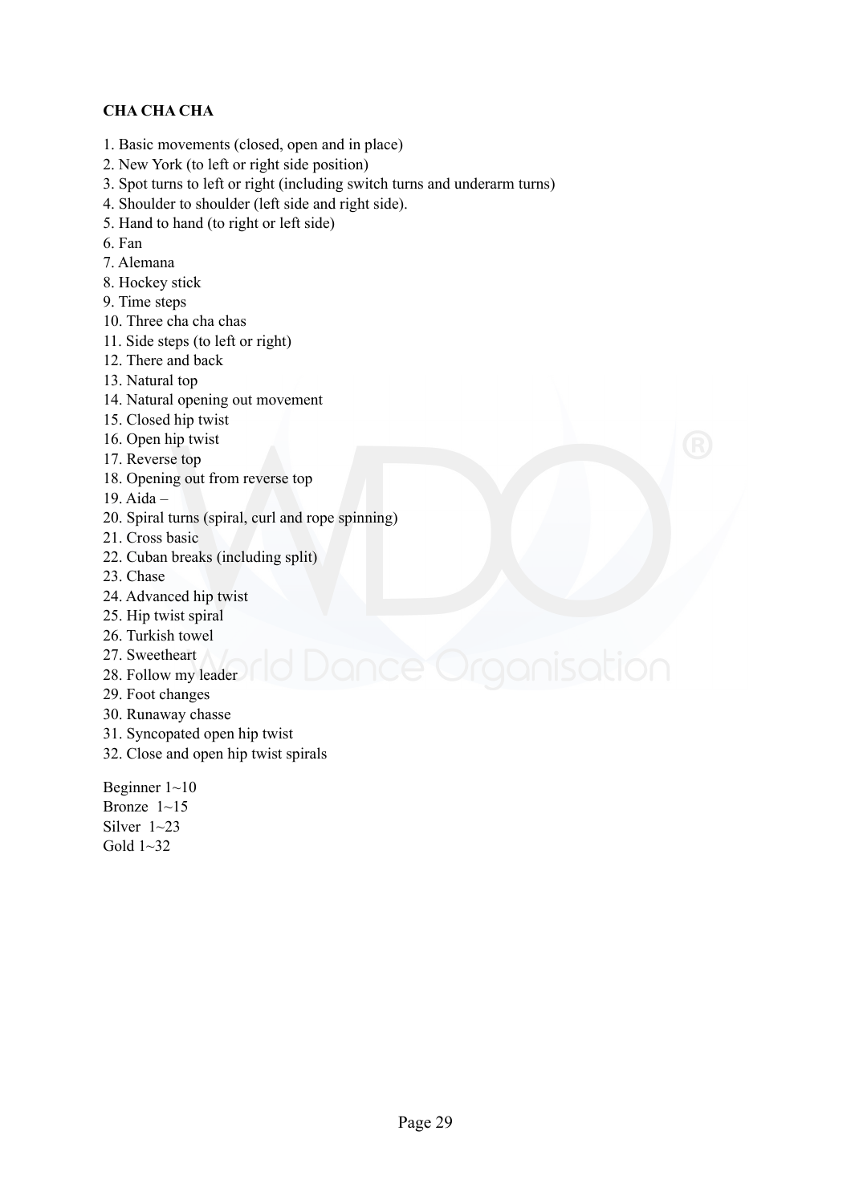**CHA CHA CHA**

1. Basic movements (closed, open and in place)
2. New York (to left or right side position)
3. Spot turns to left or right (including switch turns and underarm turns)
4. Shoulder to shoulder (left side and right side).
5. Hand to hand (to right or left side)
6. Fan
7. Alemana
8. Hockey stick
9. Time steps
10. Three cha cha chas
11. Side steps (to left or right)
12. There and back
13. Natural top
14. Natural opening out movement
15. Closed hip twist
16. Open hip twist
17. Reverse top
18. Opening out from reverse top
19. Aida –
20. Spiral turns (spiral, curl and rope spinning)
21. Cross basic
22. Cuban breaks (including split)
23. Chase
24. Advanced hip twist
25. Hip twist spiral
26. Turkish towel
27. Sweetheart
28. Follow my leader
29. Foot changes
30. Runaway chasse
31. Syncopated open hip twist
32. Close and open hip twist spirals

Beginner 1~10
Bronze 1~15
Silver 1~23
Gold 1~32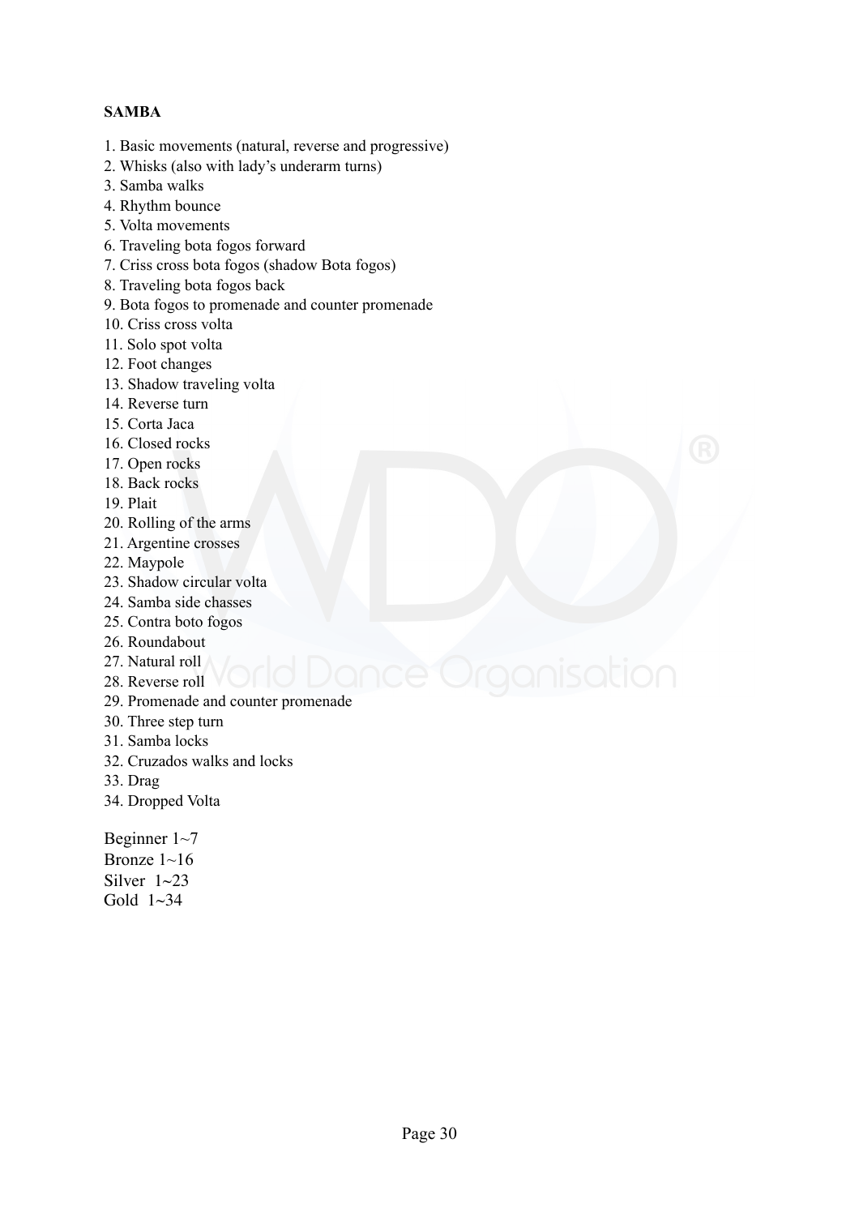**SAMBA**

1. Basic movements (natural, reverse and progressive)
2. Whisks (also with lady's underarm turns)
3. Samba walks
4. Rhythm bounce
5. Volta movements
6. Traveling bota fogos forward
7. Criss cross bota fogos (shadow Bota fogos)
8. Traveling bota fogos back
9. Bota fogos to promenade and counter promenade
10. Criss cross volta
11. Solo spot volta
12. Foot changes
13. Shadow traveling volta
14. Reverse turn
15. Corta Jaca
16. Closed rocks
17. Open rocks
18. Back rocks
19. Plait
20. Rolling of the arms
21. Argentine crosses
22. Maypole
23. Shadow circular volta
24. Samba side chasses
25. Contra boto fogos
26. Roundabout
27. Natural roll
28. Reverse roll
29. Promenade and counter promenade
30. Three step turn
31. Samba locks
32. Cruzados walks and locks
33. Drag
34. Dropped Volta

Beginner 1~7
Bronze 1~16
Silver 1~23
Gold 1~34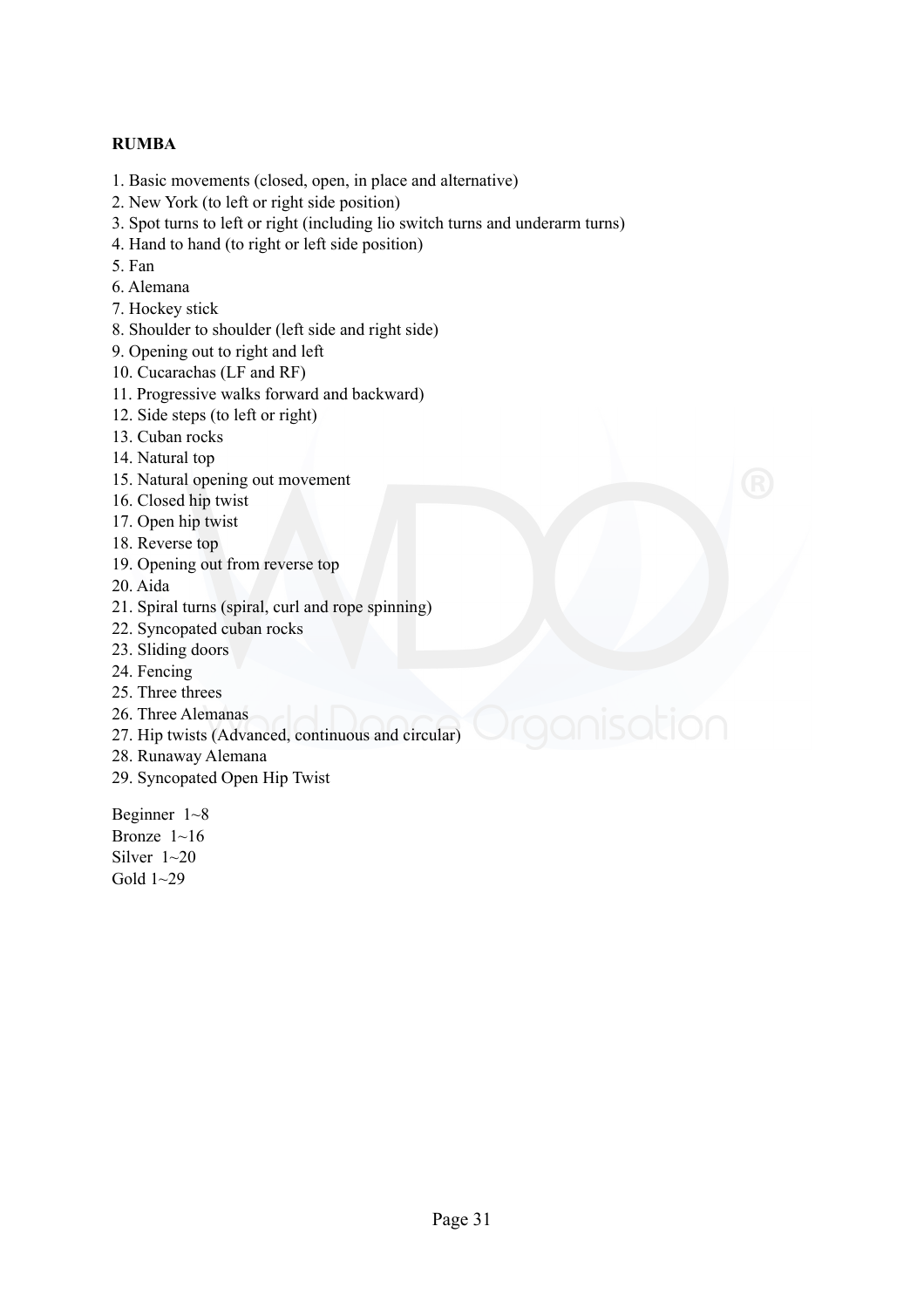**RUMBA**

1. Basic movements (closed, open, in place and alternative)
2. New York (to left or right side position)
3. Spot turns to left or right (including lio switch turns and underarm turns)
4. Hand to hand (to right or left side position)
5. Fan
6. Alemana
7. Hockey stick
8. Shoulder to shoulder (left side and right side)
9. Opening out to right and left
10. Cucarachas (LF and RF)
11. Progressive walks forward and backward)
12. Side steps (to left or right)
13. Cuban rocks
14. Natural top
15. Natural opening out movement
16. Closed hip twist
17. Open hip twist
18. Reverse top
19. Opening out from reverse top
20. Aida
21. Spiral turns (spiral, curl and rope spinning)
22. Syncopated cuban rocks
23. Sliding doors
24. Fencing
25. Three threes
26. Three Alemanas
27. Hip twists (Advanced, continuous and circular)
28. Runaway Alemana
29. Syncopated Open Hip Twist

Beginner 1~8
Bronze 1~16
Silver 1~20
Gold 1~29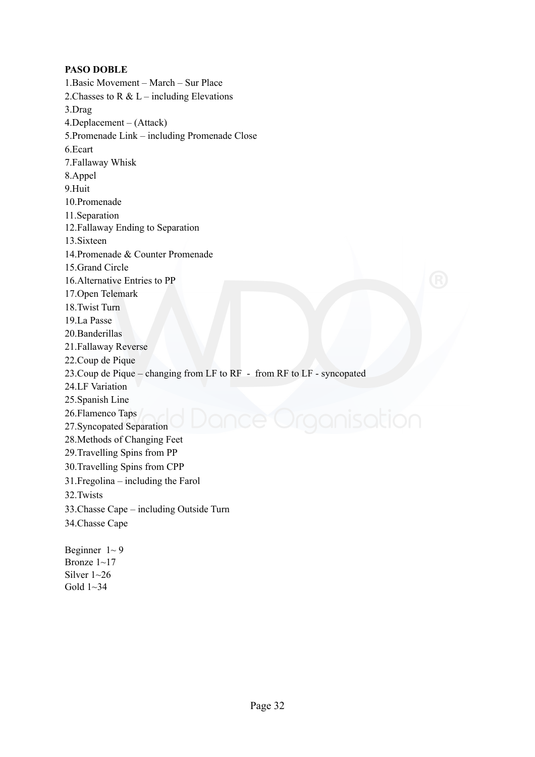**PASO DOBLE**

1.Basic Movement – March – Sur Place
2.Chasses to R & L – including Elevations
3.Drag
4.Deplacement – (Attack)
5.Promenade Link – including Promenade Close
6.Ecart
7.Fallaway Whisk
8.Appel
9.Huit
10.Promenade
11.Separation
12.Fallaway Ending to Separation
13.Sixteen
14.Promenade & Counter Promenade
15.Grand Circle
16.Alternative Entries to PP
17.Open Telemark
18.Twist Turn
19.La Passe
20.Banderillas
21.Fallaway Reverse
22.Coup de Pique
23.Coup de Pique – changing from LF to RF - from RF to LF - syncopated
24.LF Variation
25.Spanish Line
26.Flamenco Taps
27.Syncopated Separation
28.Methods of Changing Feet
29.Travelling Spins from PP
30.Travelling Spins from CPP
31.Fregolina – including the Farol
32.Twists
33.Chasse Cape – including Outside Turn
34.Chasse Cape

Beginner 1~ 9
Bronze 1~17
Silver 1~26
Gold 1~34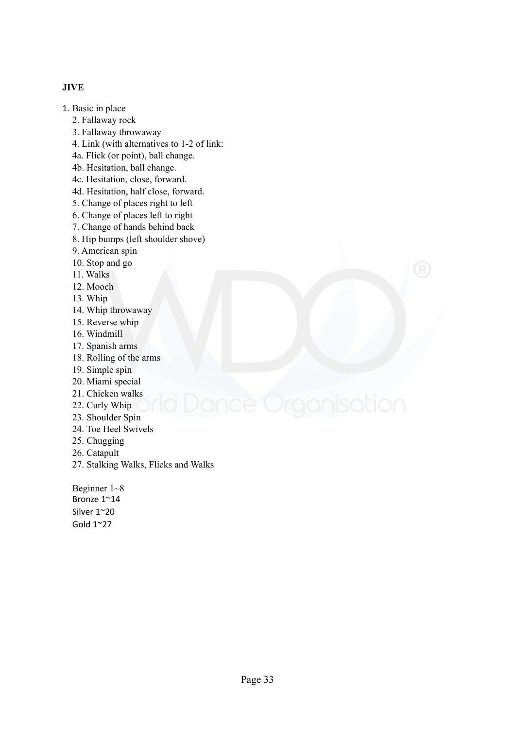**JIVE**

1. Basic in place
2. Fallaway rock
3. Fallaway throwaway
4. Link (with alternatives to 1-2 of link:

   4a. Flick (or point), ball change.

   4b. Hesitation, ball change.

   4c. Hesitation, close, forward.

   4d. Hesitation, half close, forward.
5. Change of places right to left
6. Change of places left to right
7. Change of hands behind back
8. Hip bumps (left shoulder shove)
9. American spin
10. Stop and go
11. Walks
12. Mooch
13. Whip
14. Whip throwaway
15. Reverse whip
16. Windmill
17. Spanish arms
18. Rolling of the arms
19. Simple spin
20. Miami special
21. Chicken walks
22. Curly Whip
23. Shoulder Spin
24. Toe Heel Swivels
25. Chugging
26. Catapult
27. Stalking Walks, Flicks and Walks

Beginner 1~8
Bronze 1~14
Silver 1~20
Gold 1~27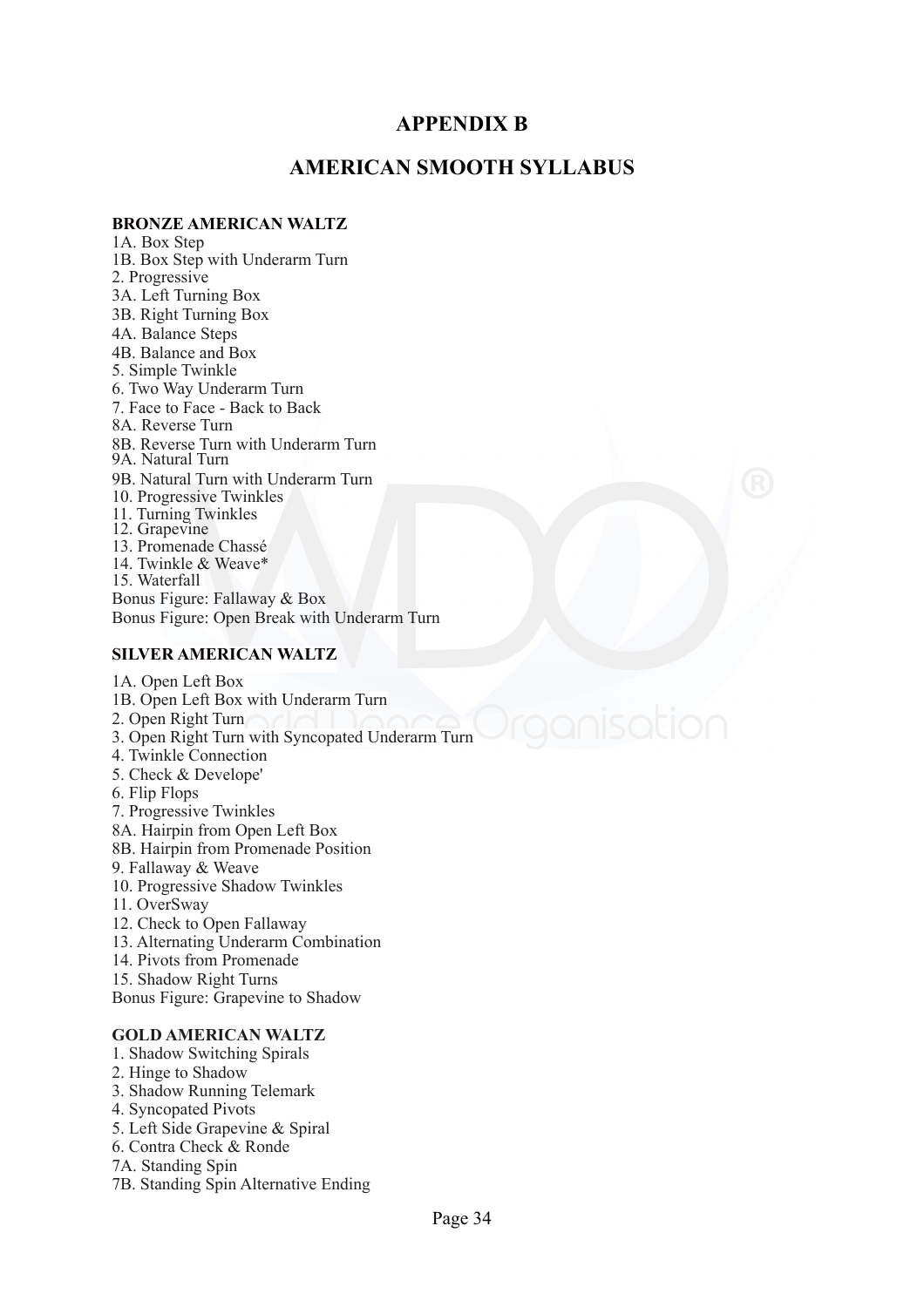# APPENDIX B

# AMERICAN SMOOTH SYLLABUS

**BRONZE AMERICAN WALTZ**

1A. Box Step
1B. Box Step with Underarm Turn
2. Progressive
3A. Left Turning Box
3B. Right Turning Box
4A. Balance Steps
4B. Balance and Box
5. Simple Twinkle
6. Two Way Underarm Turn
7. Face to Face - Back to Back
8A. Reverse Turn
8B. Reverse Turn with Underarm Turn
9A. Natural Turn
9B. Natural Turn with Underarm Turn
10. Progressive Twinkles
11. Turning Twinkles
12. Grapevine
13. Promenade Chassé
14. Twinkle & Weave*
15. Waterfall
Bonus Figure: Fallaway & Box
Bonus Figure: Open Break with Underarm Turn

**SILVER AMERICAN WALTZ**

1A. Open Left Box
1B. Open Left Box with Underarm Turn
2. Open Right Turn
3. Open Right Turn with Syncopated Underarm Turn
4. Twinkle Connection
5. Check & Develope'
6. Flip Flops
7. Progressive Twinkles
8A. Hairpin from Open Left Box
8B. Hairpin from Promenade Position
9. Fallaway & Weave
10. Progressive Shadow Twinkles
11. OverSway
12. Check to Open Fallaway
13. Alternating Underarm Combination
14. Pivots from Promenade
15. Shadow Right Turns
Bonus Figure: Grapevine to Shadow

**GOLD AMERICAN WALTZ**

1. Shadow Switching Spirals
2. Hinge to Shadow
3. Shadow Running Telemark
4. Syncopated Pivots
5. Left Side Grapevine & Spiral
6. Contra Check & Ronde
7A. Standing Spin
7B. Standing Spin Alternative Ending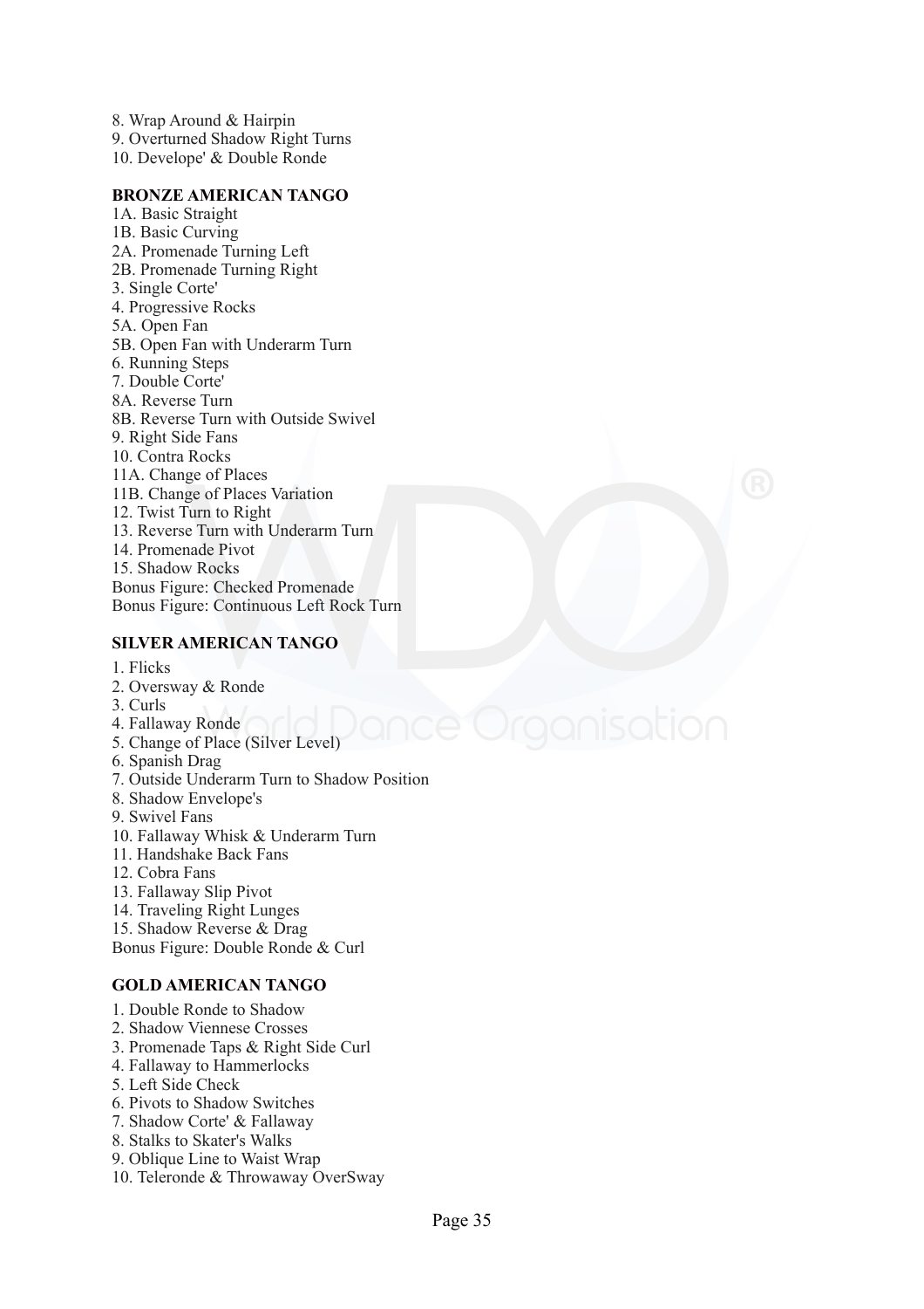8. Wrap Around & Hairpin
9. Overturned Shadow Right Turns
10. Develope' & Double Ronde

**BRONZE AMERICAN TANGO**

1A. Basic Straight
1B. Basic Curving
2A. Promenade Turning Left
2B. Promenade Turning Right
3. Single Corte'
4. Progressive Rocks
5A. Open Fan
5B. Open Fan with Underarm Turn
6. Running Steps
7. Double Corte'
8A. Reverse Turn
8B. Reverse Turn with Outside Swivel
9. Right Side Fans
10. Contra Rocks
11A. Change of Places
11B. Change of Places Variation
12. Twist Turn to Right
13. Reverse Turn with Underarm Turn
14. Promenade Pivot
15. Shadow Rocks
Bonus Figure: Checked Promenade
Bonus Figure: Continuous Left Rock Turn

**SILVER AMERICAN TANGO**

1. Flicks
2. Oversway & Ronde
3. Curls
4. Fallaway Ronde
5. Change of Place (Silver Level)
6. Spanish Drag
7. Outside Underarm Turn to Shadow Position
8. Shadow Envelope's
9. Swivel Fans
10. Fallaway Whisk & Underarm Turn
11. Handshake Back Fans
12. Cobra Fans
13. Fallaway Slip Pivot
14. Traveling Right Lunges
15. Shadow Reverse & Drag

Bonus Figure: Double Ronde & Curl

**GOLD AMERICAN TANGO**

1. Double Ronde to Shadow
2. Shadow Viennese Crosses
3. Promenade Taps & Right Side Curl
4. Fallaway to Hammerlocks
5. Left Side Check
6. Pivots to Shadow Switches
7. Shadow Corte' & Fallaway
8. Stalks to Skater's Walks
9. Oblique Line to Waist Wrap
10. Teleronde & Throwaway OverSway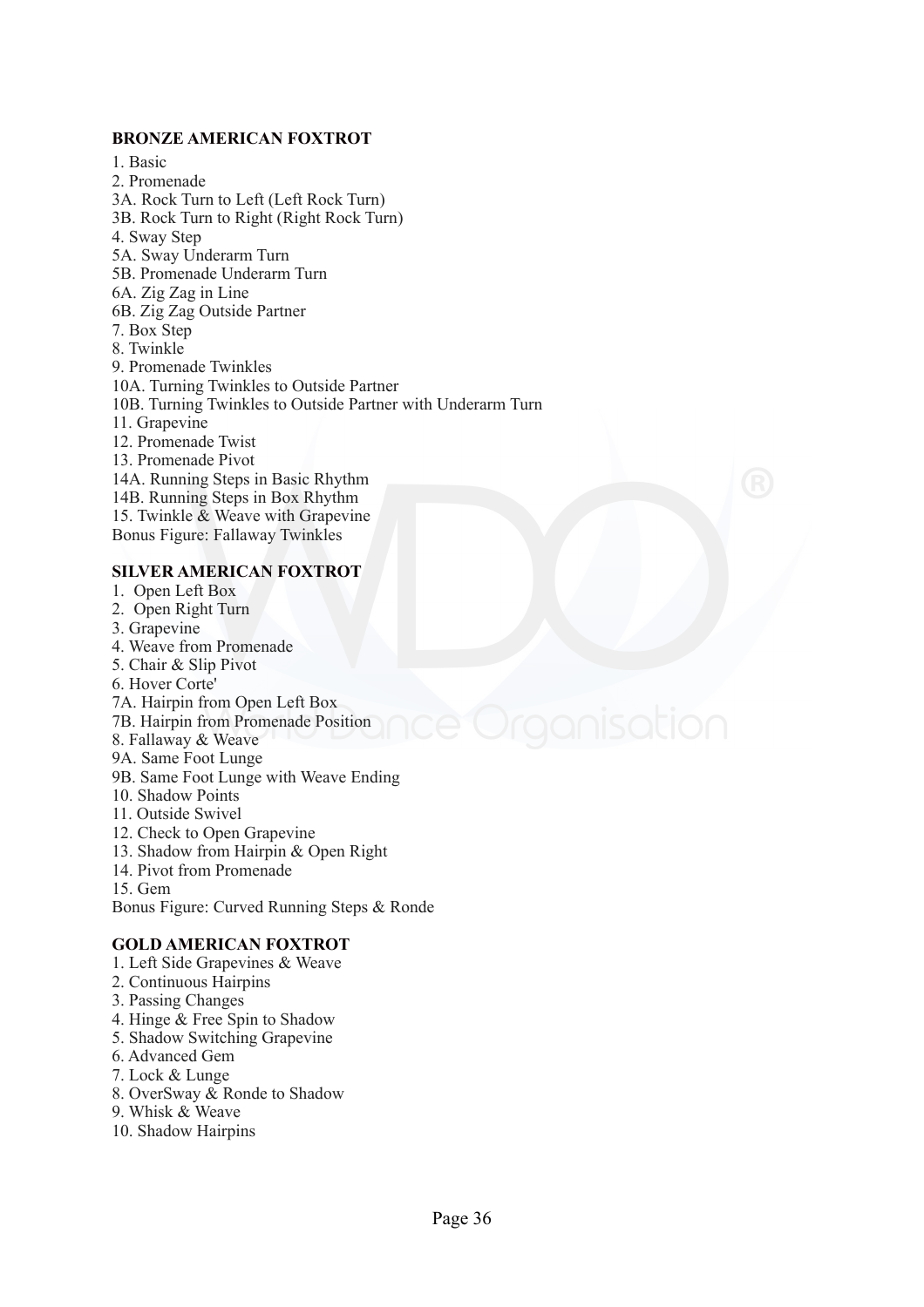**BRONZE AMERICAN FOXTROT**

1. Basic
2. Promenade

3A. Rock Turn to Left (Left Rock Turn)
3B. Rock Turn to Right (Right Rock Turn)
4. Sway Step

5A. Sway Underarm Turn
5B. Promenade Underarm Turn
6A. Zig Zag in Line
6B. Zig Zag Outside Partner
7. Box Step
8. Twinkle
9. Promenade Twinkles

10A. Turning Twinkles to Outside Partner
10B. Turning Twinkles to Outside Partner with Underarm Turn
11. Grapevine
12. Promenade Twist
13. Promenade Pivot

14A. Running Steps in Basic Rhythm
14B. Running Steps in Box Rhythm
15. Twinkle & Weave with Grapevine

Bonus Figure: Fallaway Twinkles

**SILVER AMERICAN FOXTROT**

1. Open Left Box
2. Open Right Turn
3. Grapevine
4. Weave from Promenade
5. Chair & Slip Pivot
6. Hover Corte'

7A. Hairpin from Open Left Box
7B. Hairpin from Promenade Position
8. Fallaway & Weave

9A. Same Foot Lunge
9B. Same Foot Lunge with Weave Ending
10. Shadow Points
11. Outside Swivel
12. Check to Open Grapevine
13. Shadow from Hairpin & Open Right
14. Pivot from Promenade
15. Gem

Bonus Figure: Curved Running Steps & Ronde

**GOLD AMERICAN FOXTROT**

1. Left Side Grapevines & Weave
2. Continuous Hairpins
3. Passing Changes
4. Hinge & Free Spin to Shadow
5. Shadow Switching Grapevine
6. Advanced Gem
7. Lock & Lunge
8. OverSway & Ronde to Shadow
9. Whisk & Weave
10. Shadow Hairpins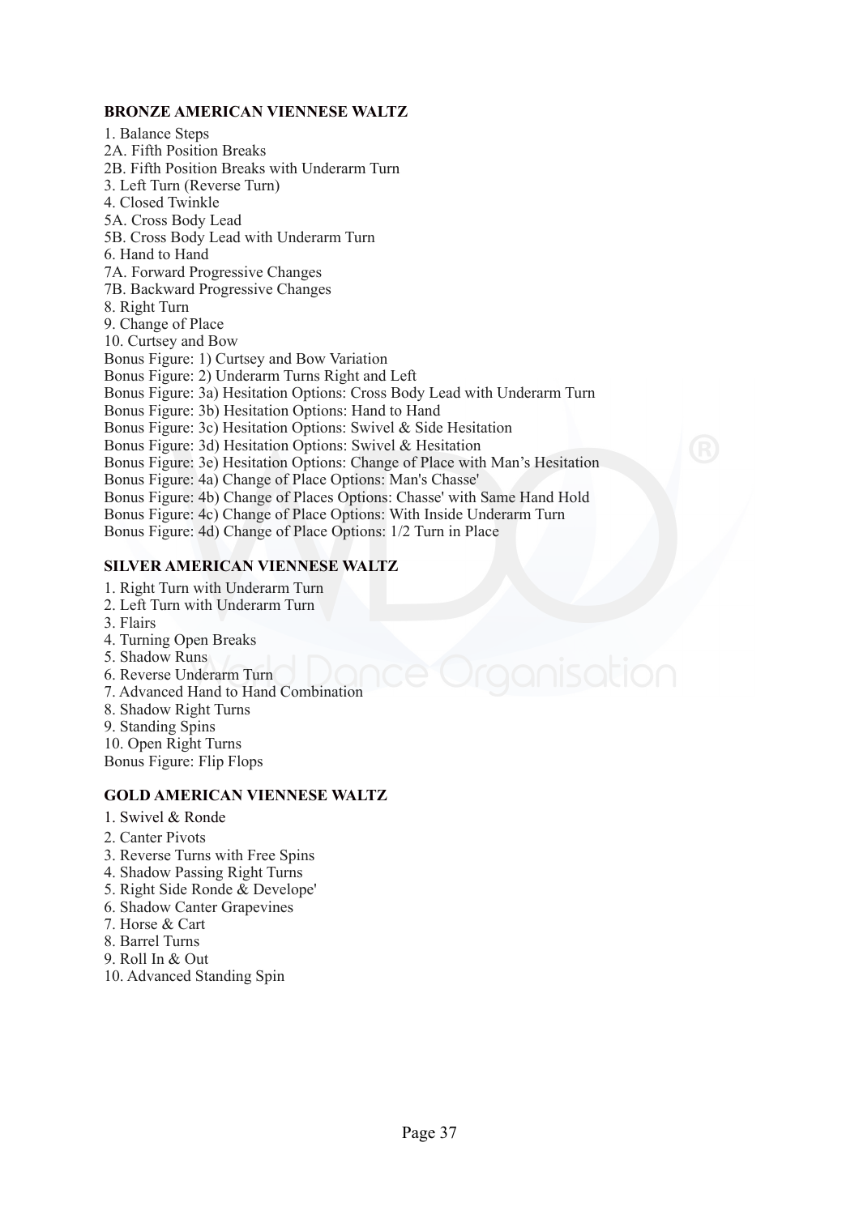**BRONZE AMERICAN VIENNESE WALTZ**

1. Balance Steps
2A. Fifth Position Breaks
2B. Fifth Position Breaks with Underarm Turn
3. Left Turn (Reverse Turn)
4. Closed Twinkle
5A. Cross Body Lead
5B. Cross Body Lead with Underarm Turn
6. Hand to Hand
7A. Forward Progressive Changes
7B. Backward Progressive Changes
8. Right Turn
9. Change of Place
10. Curtsey and Bow
Bonus Figure: 1) Curtsey and Bow Variation
Bonus Figure: 2) Underarm Turns Right and Left
Bonus Figure: 3a) Hesitation Options: Cross Body Lead with Underarm Turn
Bonus Figure: 3b) Hesitation Options: Hand to Hand
Bonus Figure: 3c) Hesitation Options: Swivel & Side Hesitation
Bonus Figure: 3d) Hesitation Options: Swivel & Hesitation
Bonus Figure: 3e) Hesitation Options: Change of Place with Man's Hesitation
Bonus Figure: 4a) Change of Place Options: Man's Chasse'
Bonus Figure: 4b) Change of Places Options: Chasse' with Same Hand Hold
Bonus Figure: 4c) Change of Place Options: With Inside Underarm Turn
Bonus Figure: 4d) Change of Place Options: 1/2 Turn in Place

**SILVER AMERICAN VIENNESE WALTZ**

1. Right Turn with Underarm Turn
2. Left Turn with Underarm Turn
3. Flairs
4. Turning Open Breaks
5. Shadow Runs
6. Reverse Underarm Turn
7. Advanced Hand to Hand Combination
8. Shadow Right Turns
9. Standing Spins
10. Open Right Turns
Bonus Figure: Flip Flops

**GOLD AMERICAN VIENNESE WALTZ**

1. Swivel & Ronde
2. Canter Pivots
3. Reverse Turns with Free Spins
4. Shadow Passing Right Turns
5. Right Side Ronde & Develope'
6. Shadow Canter Grapevines
7. Horse & Cart
8. Barrel Turns
9. Roll In & Out
10. Advanced Standing Spin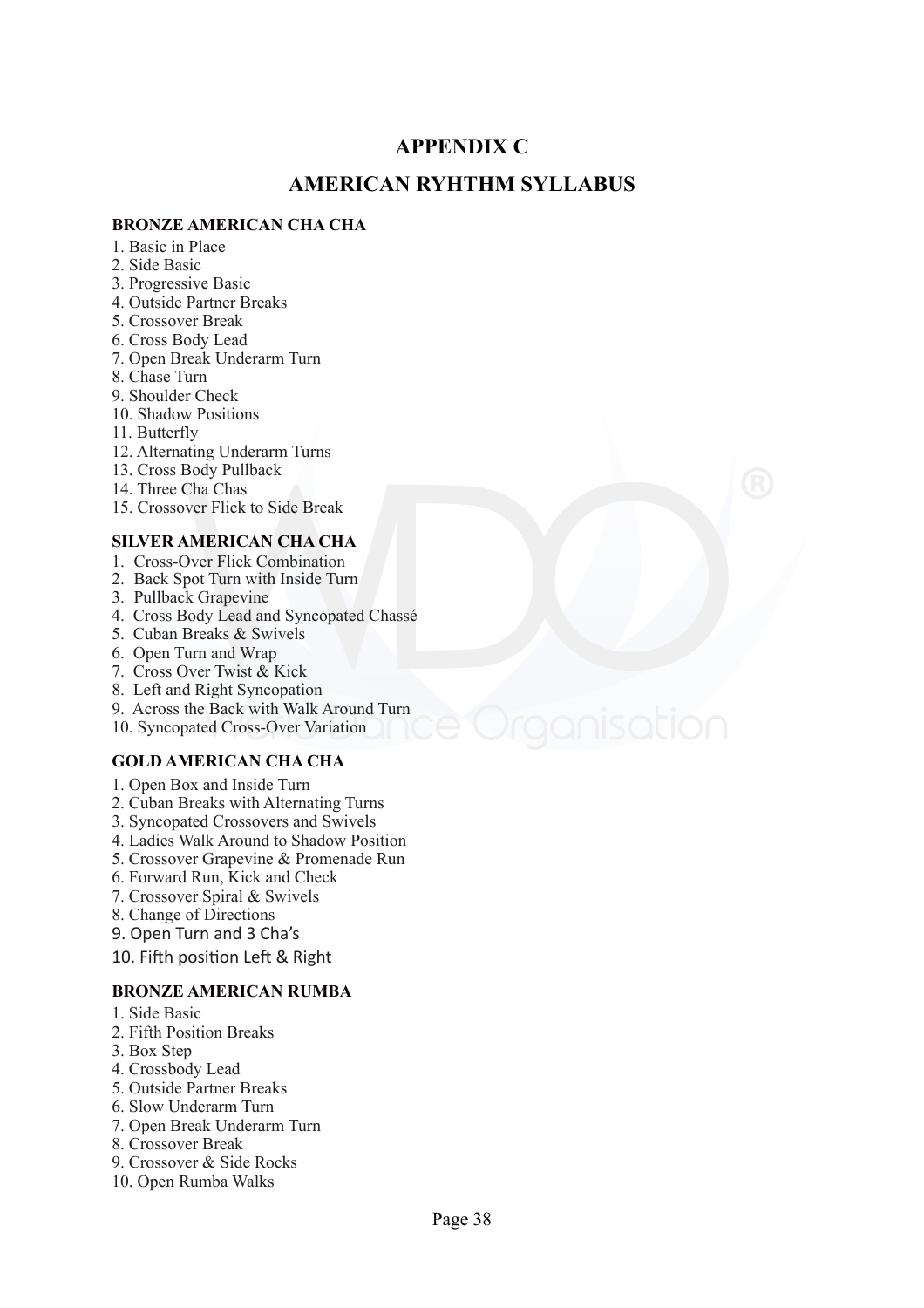# APPENDIX C

# AMERICAN RYHTHM SYLLABUS

### BRONZE AMERICAN CHA CHA

1. Basic in Place
2. Side Basic
3. Progressive Basic
4. Outside Partner Breaks
5. Crossover Break
6. Cross Body Lead
7. Open Break Underarm Turn
8. Chase Turn
9. Shoulder Check
10. Shadow Positions
11. Butterfly
12. Alternating Underarm Turns
13. Cross Body Pullback
14. Three Cha Chas
15. Crossover Flick to Side Break

### SILVER AMERICAN CHA CHA

1. Cross-Over Flick Combination
2. Back Spot Turn with Inside Turn
3. Pullback Grapevine
4. Cross Body Lead and Syncopated Chassé
5. Cuban Breaks & Swivels
6. Open Turn and Wrap
7. Cross Over Twist & Kick
8. Left and Right Syncopation
9. Across the Back with Walk Around Turn
10. Syncopated Cross-Over Variation

### GOLD AMERICAN CHA CHA

1. Open Box and Inside Turn
2. Cuban Breaks with Alternating Turns
3. Syncopated Crossovers and Swivels
4. Ladies Walk Around to Shadow Position
5. Crossover Grapevine & Promenade Run
6. Forward Run, Kick and Check
7. Crossover Spiral & Swivels
8. Change of Directions
9. Open Turn and 3 Cha's
10. Fifth position Left & Right

### BRONZE AMERICAN RUMBA

1. Side Basic
2. Fifth Position Breaks
3. Box Step
4. Crossbody Lead
5. Outside Partner Breaks
6. Slow Underarm Turn
7. Open Break Underarm Turn
8. Crossover Break
9. Crossover & Side Rocks
10. Open Rumba Walks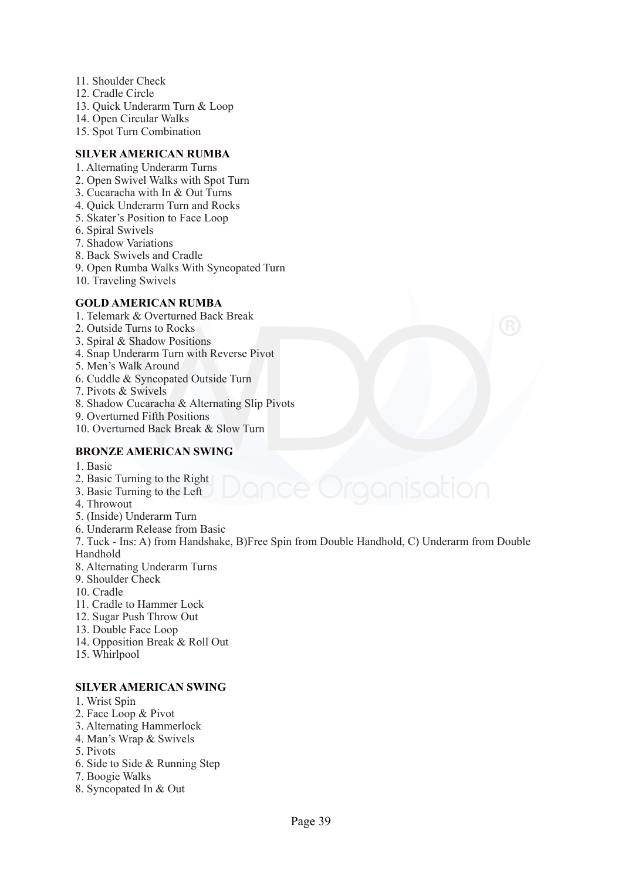11. Shoulder Check
12. Cradle Circle
13. Quick Underarm Turn & Loop
14. Open Circular Walks
15. Spot Turn Combination

**SILVER AMERICAN RUMBA**

1. Alternating Underarm Turns
2. Open Swivel Walks with Spot Turn
3. Cucaracha with In & Out Turns
4. Quick Underarm Turn and Rocks
5. Skater's Position to Face Loop
6. Spiral Swivels
7. Shadow Variations
8. Back Swivels and Cradle
9. Open Rumba Walks With Syncopated Turn
10. Traveling Swivels

**GOLD AMERICAN RUMBA**

1. Telemark & Overturned Back Break
2. Outside Turns to Rocks
3. Spiral & Shadow Positions
4. Snap Underarm Turn with Reverse Pivot
5. Men's Walk Around
6. Cuddle & Syncopated Outside Turn
7. Pivots & Swivels
8. Shadow Cucaracha & Alternating Slip Pivots
9. Overturned Fifth Positions
10. Overturned Back Break & Slow Turn

**BRONZE AMERICAN SWING**

1. Basic
2. Basic Turning to the Right
3. Basic Turning to the Left
4. Throwout
5. (Inside) Underarm Turn
6. Underarm Release from Basic
7. Tuck - Ins: A) from Handshake, B)Free Spin from Double Handhold, C) Underarm from Double Handhold
8. Alternating Underarm Turns
9. Shoulder Check
10. Cradle
11. Cradle to Hammer Lock
12. Sugar Push Throw Out
13. Double Face Loop
14. Opposition Break & Roll Out
15. Whirlpool

**SILVER AMERICAN SWING**

1. Wrist Spin
2. Face Loop & Pivot
3. Alternating Hammerlock
4. Man's Wrap & Swivels
5. Pivots
6. Side to Side & Running Step
7. Boogie Walks
8. Syncopated In & Out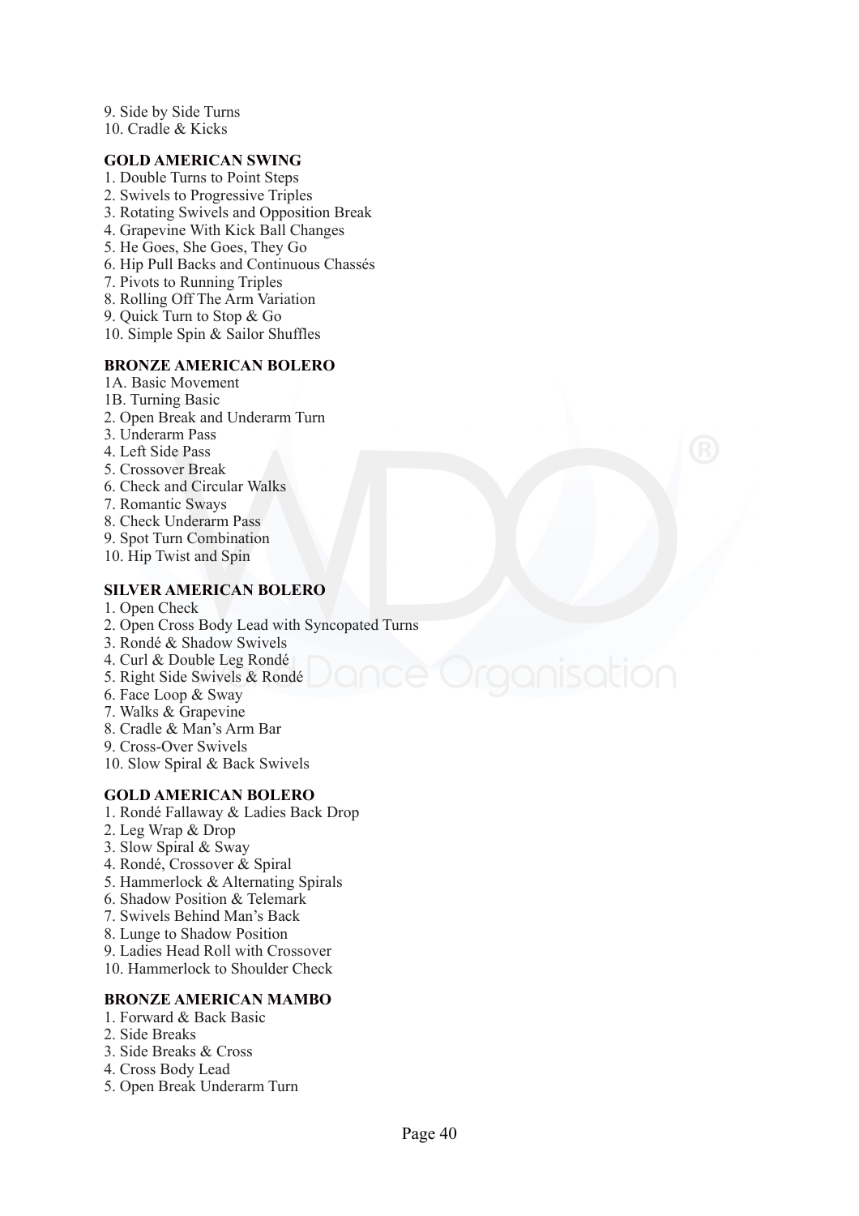9. Side by Side Turns
10. Cradle & Kicks

**GOLD AMERICAN SWING**

1. Double Turns to Point Steps
2. Swivels to Progressive Triples
3. Rotating Swivels and Opposition Break
4. Grapevine With Kick Ball Changes
5. He Goes, She Goes, They Go
6. Hip Pull Backs and Continuous Chassés
7. Pivots to Running Triples
8. Rolling Off The Arm Variation
9. Quick Turn to Stop & Go
10. Simple Spin & Sailor Shuffles

**BRONZE AMERICAN BOLERO**

1A. Basic Movement
1B. Turning Basic
2. Open Break and Underarm Turn
3. Underarm Pass
4. Left Side Pass
5. Crossover Break
6. Check and Circular Walks
7. Romantic Sways
8. Check Underarm Pass
9. Spot Turn Combination
10. Hip Twist and Spin

**SILVER AMERICAN BOLERO**

1. Open Check
2. Open Cross Body Lead with Syncopated Turns
3. Rondé & Shadow Swivels
4. Curl & Double Leg Rondé
5. Right Side Swivels & Rondé
6. Face Loop & Sway
7. Walks & Grapevine
8. Cradle & Man's Arm Bar
9. Cross-Over Swivels
10. Slow Spiral & Back Swivels

**GOLD AMERICAN BOLERO**

1. Rondé Fallaway & Ladies Back Drop
2. Leg Wrap & Drop
3. Slow Spiral & Sway
4. Rondé, Crossover & Spiral
5. Hammerlock & Alternating Spirals
6. Shadow Position & Telemark
7. Swivels Behind Man's Back
8. Lunge to Shadow Position
9. Ladies Head Roll with Crossover
10. Hammerlock to Shoulder Check

**BRONZE AMERICAN MAMBO**

1. Forward & Back Basic
2. Side Breaks
3. Side Breaks & Cross
4. Cross Body Lead
5. Open Break Underarm Turn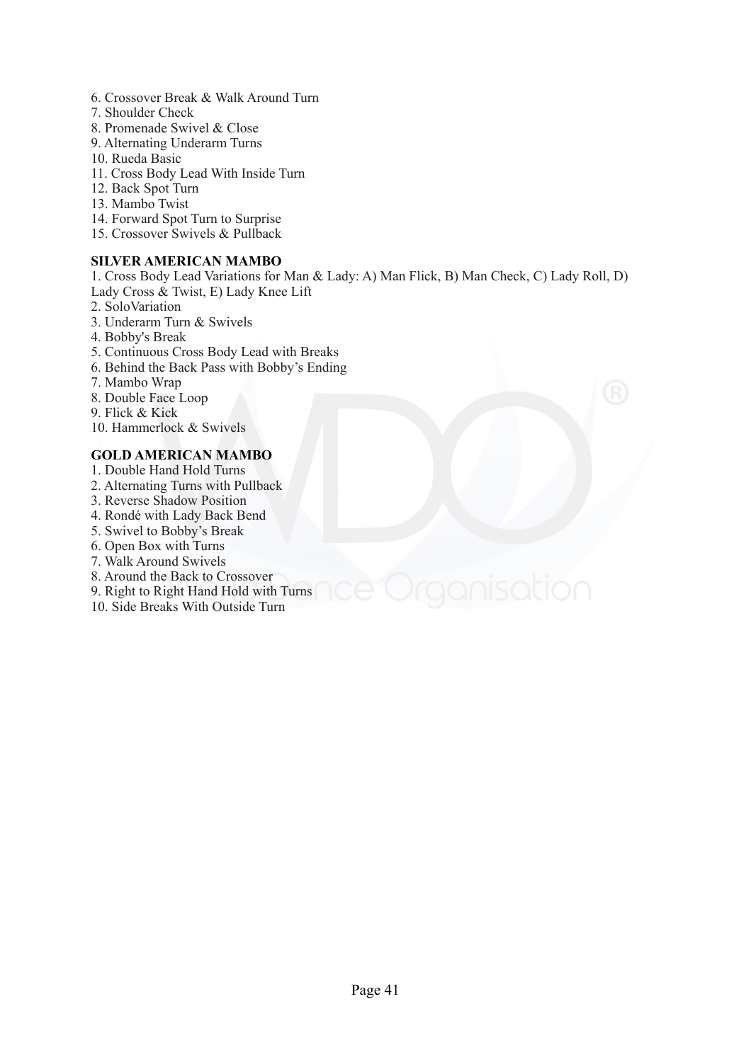6. Crossover Break & Walk Around Turn
7. Shoulder Check
8. Promenade Swivel & Close
9. Alternating Underarm Turns
10. Rueda Basic
11. Cross Body Lead With Inside Turn
12. Back Spot Turn
13. Mambo Twist
14. Forward Spot Turn to Surprise
15. Crossover Swivels & Pullback

**SILVER AMERICAN MAMBO**

1. Cross Body Lead Variations for Man & Lady: A) Man Flick, B) Man Check, C) Lady Roll, D) Lady Cross & Twist, E) Lady Knee Lift
2. SoloVariation
3. Underarm Turn & Swivels
4. Bobby's Break
5. Continuous Cross Body Lead with Breaks
6. Behind the Back Pass with Bobby's Ending
7. Mambo Wrap
8. Double Face Loop
9. Flick & Kick
10. Hammerlock & Swivels

**GOLD AMERICAN MAMBO**

1. Double Hand Hold Turns
2. Alternating Turns with Pullback
3. Reverse Shadow Position
4. Rondé with Lady Back Bend
5. Swivel to Bobby's Break
6. Open Box with Turns
7. Walk Around Swivels
8. Around the Back to Crossover
9. Right to Right Hand Hold with Turns
10. Side Breaks With Outside Turn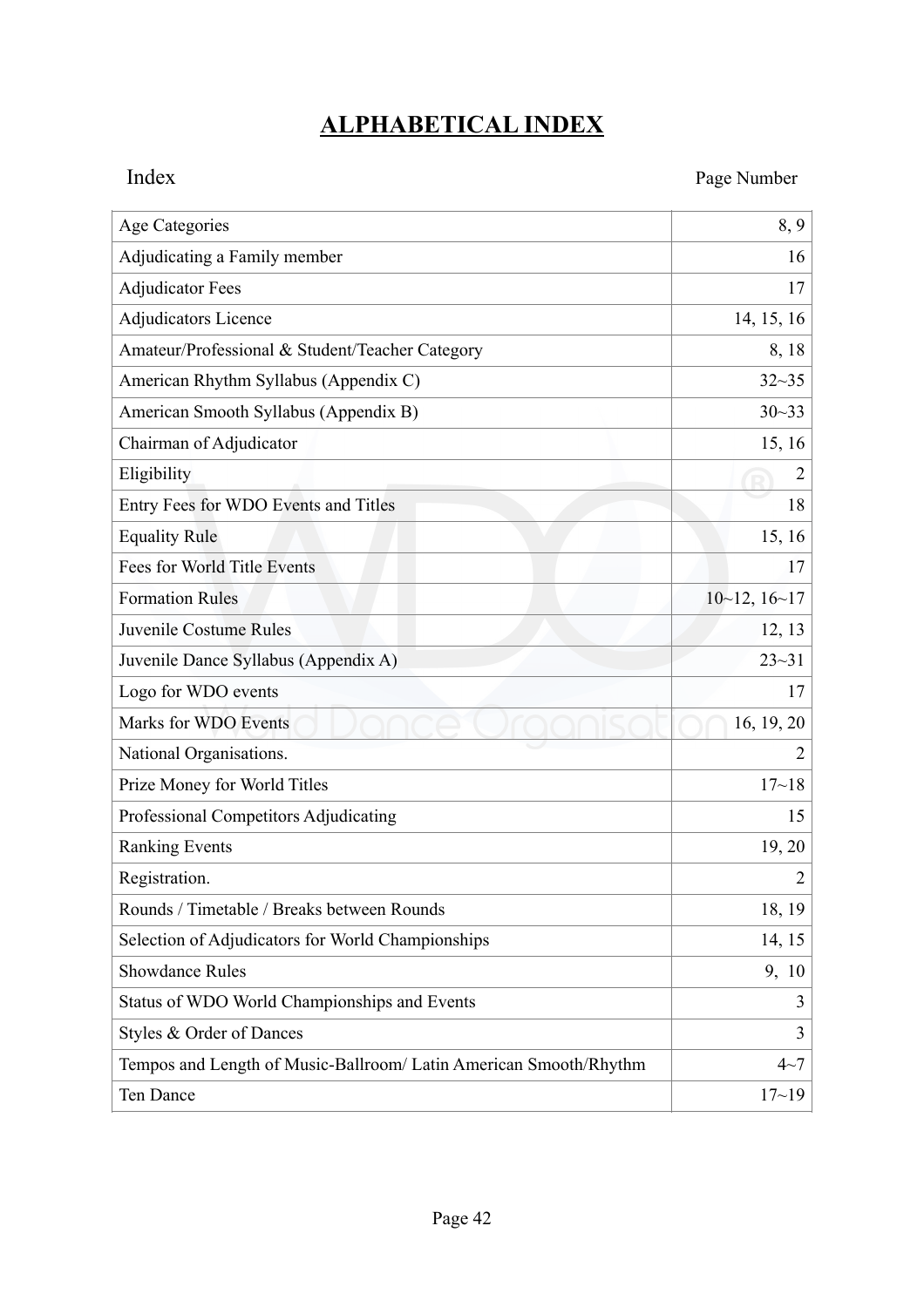# ALPHABETICAL INDEX

| Index | Page Number |
|---|---|
| Age Categories | 8, 9 |
| Adjudicating a Family member | 16 |
| Adjudicator Fees | 17 |
| Adjudicators Licence | 14, 15, 16 |
| Amateur/Professional & Student/Teacher Category | 8, 18 |
| American Rhythm Syllabus (Appendix C) | 32~35 |
| American Smooth Syllabus (Appendix B) | 30~33 |
| Chairman of Adjudicator | 15, 16 |
| Eligibility | 2 |
| Entry Fees for WDO Events and Titles | 18 |
| Equality Rule | 15, 16 |
| Fees for World Title Events | 17 |
| Formation Rules | 10~12, 16~17 |
| Juvenile Costume Rules | 12, 13 |
| Juvenile Dance Syllabus (Appendix A) | 23~31 |
| Logo for WDO events | 17 |
| Marks for WDO Events | 16, 19, 20 |
| National Organisations. | 2 |
| Prize Money for World Titles | 17~18 |
| Professional Competitors Adjudicating | 15 |
| Ranking Events | 19, 20 |
| Registration. | 2 |
| Rounds / Timetable / Breaks between Rounds | 18, 19 |
| Selection of Adjudicators for World Championships | 14, 15 |
| Showdance Rules | 9, 10 |
| Status of WDO World Championships and Events | 3 |
| Styles & Order of Dances | 3 |
| Tempos and Length of Music-Ballroom/ Latin American Smooth/Rhythm | 4~7 |
| Ten Dance | 17~19 |